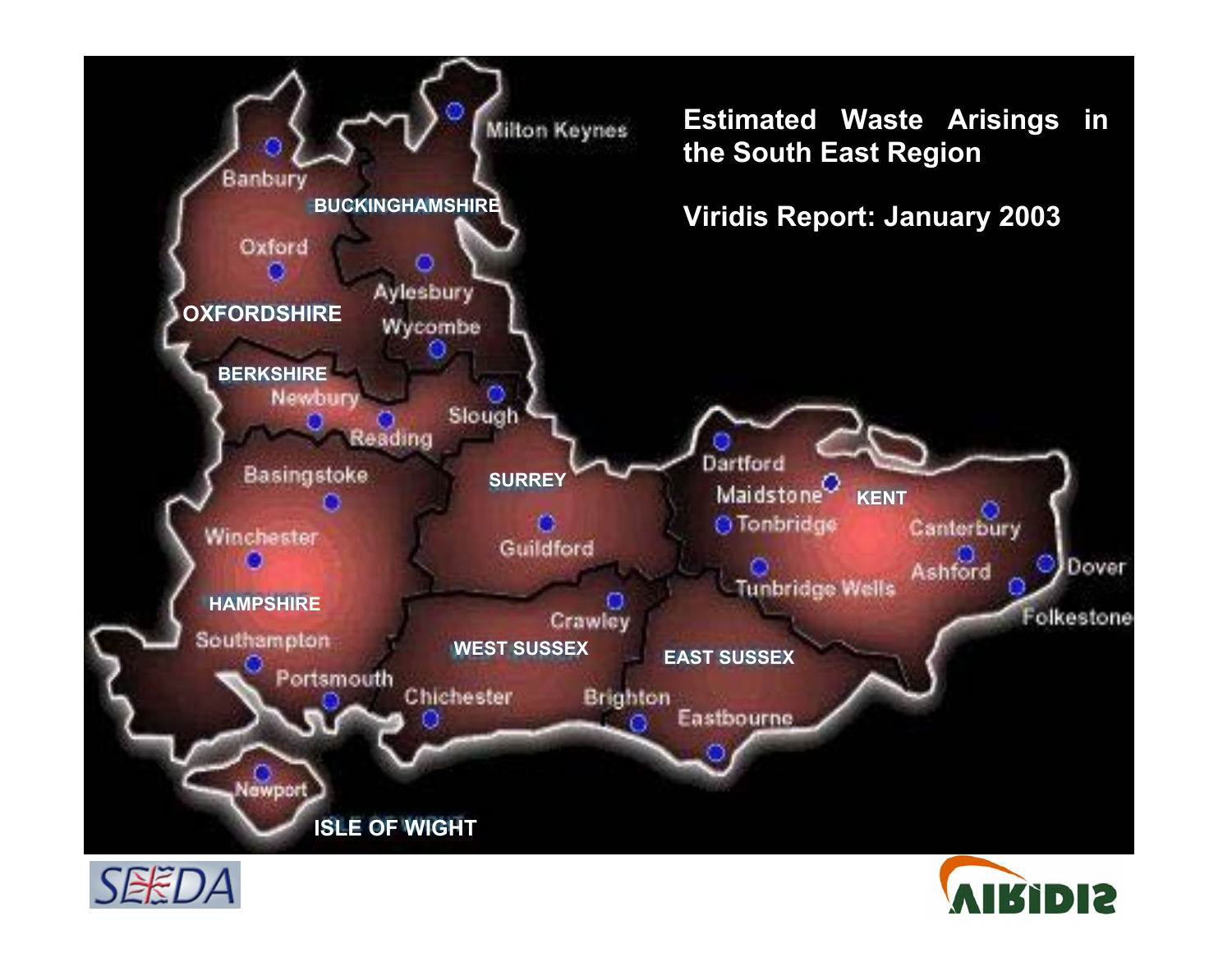# Estimated Waste Arisings in the South East Region

## Viridis Report: January 2003

Milton Keynes

Banbury

BUCKINGHAMSHIRE

Oxford

Aylesbury

OXFORDSHIRE

Wycombe

BERKSHIRE

Newbury

Slough

Reading

Basingstoke

SURREY

Winchester

Guildford

HAMPSHIRE

Crawley

Southampton

WEST SUSSEX

Portsmouth

Chichester

Brighton

EAST SUSSEX

Eastbourne

Newport

ISLE OF WIGHT

Dartford

Maidstone

KENT

Tonbridge

Canterbury

Ashford

Dover

Tunbridge Wells

Folkestone

SEEDA

VIRIDIS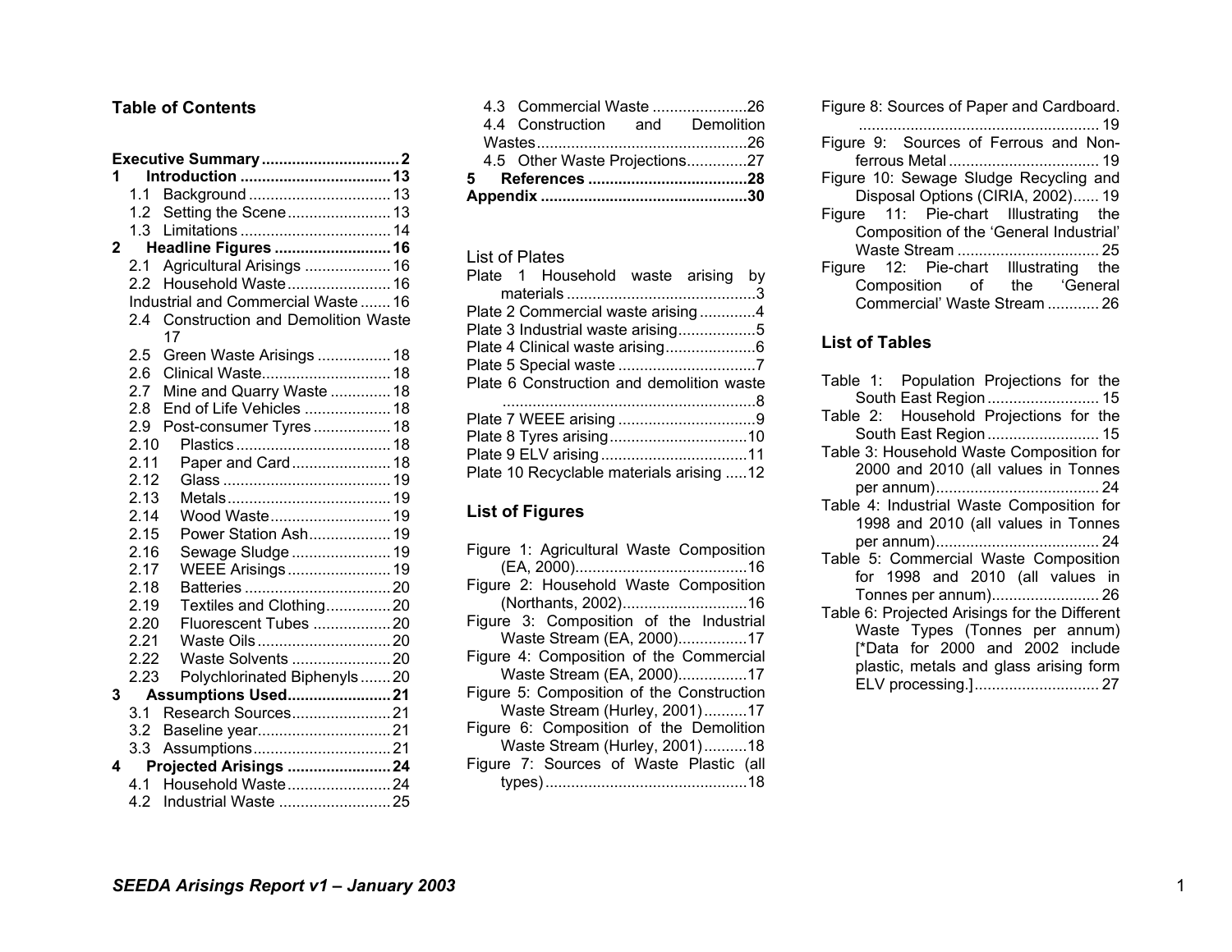## Table of Contents

**Executive Summary ................................ 2**
**1 Introduction .................................. 13**
- 1.1 Background ................................ 13
- 1.2 Setting the Scene ........................ 13
- 1.3 Limitations .................................. 14

**2 Headline Figures ........................... 16**
- 2.1 Agricultural Arisings .................... 16
- 2.2 Household Waste ........................ 16
- Industrial and Commercial Waste ....... 16
- 2.4 Construction and Demolition Waste 17
- 2.5 Green Waste Arisings ................. 18
- 2.6 Clinical Waste.............................. 18
- 2.7 Mine and Quarry Waste .............. 18
- 2.8 End of Life Vehicles .................... 18
- 2.9 Post-consumer Tyres .................. 18
- 2.10 Plastics .................................... 18
- 2.11 Paper and Card ....................... 18
- 2.12 Glass ....................................... 19
- 2.13 Metals ...................................... 19
- 2.14 Wood Waste ............................ 19
- 2.15 Power Station Ash ................... 19
- 2.16 Sewage Sludge ....................... 19
- 2.17 WEEE Arisings ........................ 19
- 2.18 Batteries .................................. 20
- 2.19 Textiles and Clothing ............... 20
- 2.20 Fluorescent Tubes ................... 20
- 2.21 Waste Oils ............................... 20
- 2.22 Waste Solvents ....................... 20
- 2.23 Polychlorinated Biphenyls ....... 20

**3 Assumptions Used ........................ 21**
- 3.1 Research Sources ....................... 21
- 3.2 Baseline year............................... 21
- 3.3 Assumptions ................................ 21

**4 Projected Arisings ........................ 24**
- 4.1 Household Waste ........................ 24
- 4.2 Industrial Waste .......................... 25
- 4.3 Commercial Waste ...................... 26
- 4.4 Construction and Demolition Wastes ................................................ 26
- 4.5 Other Waste Projections ............. 27

**5 References ..................................... 28**
**Appendix ............................................... 30**

### List of Plates

- Plate 1 Household waste arising by materials ............................................ 3
- Plate 2 Commercial waste arising ............ 4
- Plate 3 Industrial waste arising.................. 5
- Plate 4 Clinical waste arising..................... 6
- Plate 5 Special waste ................................ 7
- Plate 6 Construction and demolition waste ............................................................ 8
- Plate 7 WEEE arising ................................ 9
- Plate 8 Tyres arising ................................ 10
- Plate 9 ELV arising .................................. 11
- Plate 10 Recyclable materials arising ..... 12

### List of Figures

- Figure 1: Agricultural Waste Composition (EA, 2000)........................................ 16
- Figure 2: Household Waste Composition (Northants, 2002)............................. 16
- Figure 3: Composition of the Industrial Waste Stream (EA, 2000)................ 17
- Figure 4: Composition of the Commercial Waste Stream (EA, 2000)................ 17
- Figure 5: Composition of the Construction Waste Stream (Hurley, 2001) .......... 17
- Figure 6: Composition of the Demolition Waste Stream (Hurley, 2001) .......... 18
- Figure 7: Sources of Waste Plastic (all types) .............................................. 18
- Figure 8: Sources of Paper and Cardboard. ........................................................ 19
- Figure 9: Sources of Ferrous and Non-ferrous Metal ................................... 19
- Figure 10: Sewage Sludge Recycling and Disposal Options (CIRIA, 2002)...... 19
- Figure 11: Pie-chart Illustrating the Composition of the 'General Industrial' Waste Stream ................................. 25
- Figure 12: Pie-chart Illustrating the Composition of the 'General Commercial' Waste Stream ............ 26

### List of Tables

- Table 1: Population Projections for the South East Region .......................... 15
- Table 2: Household Projections for the South East Region .......................... 15
- Table 3: Household Waste Composition for 2000 and 2010 (all values in Tonnes per annum)...................................... 24
- Table 4: Industrial Waste Composition for 1998 and 2010 (all values in Tonnes per annum)...................................... 24
- Table 5: Commercial Waste Composition for 1998 and 2010 (all values in Tonnes per annum)......................... 26
- Table 6: Projected Arisings for the Different Waste Types (Tonnes per annum) [*Data for 2000 and 2002 include plastic, metals and glass arising form ELV processing.] ............................. 27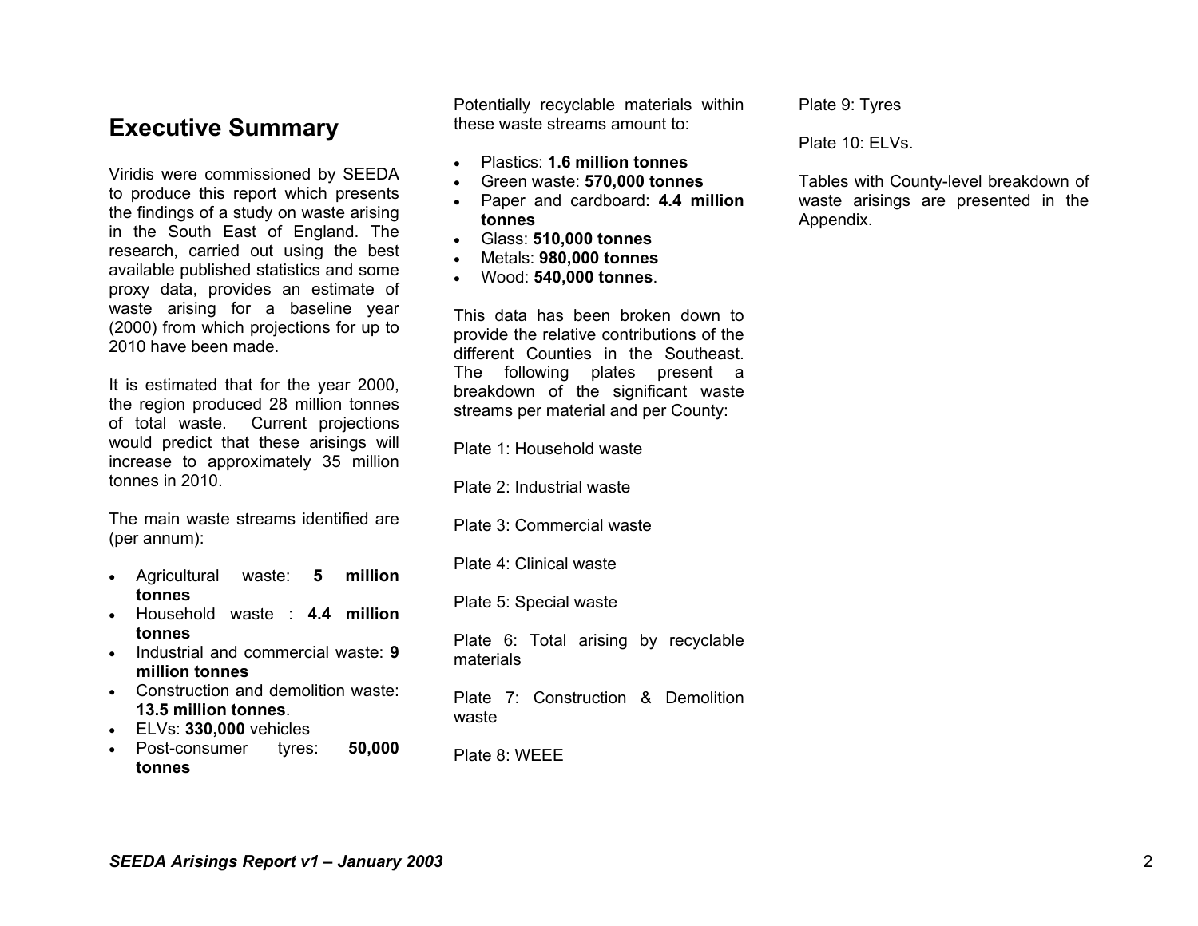# Executive Summary

Viridis were commissioned by SEEDA to produce this report which presents the findings of a study on waste arising in the South East of England. The research, carried out using the best available published statistics and some proxy data, provides an estimate of waste arising for a baseline year (2000) from which projections for up to 2010 have been made.

It is estimated that for the year 2000, the region produced 28 million tonnes of total waste. Current projections would predict that these arisings will increase to approximately 35 million tonnes in 2010.

The main waste streams identified are (per annum):

- Agricultural waste: **5 million tonnes**
- Household waste : **4.4 million tonnes**
- Industrial and commercial waste: **9 million tonnes**
- Construction and demolition waste: **13.5 million tonnes**.
- ELVs: **330,000** vehicles
- Post-consumer tyres: **50,000 tonnes**

Potentially recyclable materials within these waste streams amount to:

- Plastics: **1.6 million tonnes**
- Green waste: **570,000 tonnes**
- Paper and cardboard: **4.4 million tonnes**
- Glass: **510,000 tonnes**
- Metals: **980,000 tonnes**
- Wood: **540,000 tonnes**.

This data has been broken down to provide the relative contributions of the different Counties in the Southeast. The following plates present a breakdown of the significant waste streams per material and per County:

Plate 1: Household waste

Plate 2: Industrial waste

Plate 3: Commercial waste

Plate 4: Clinical waste

Plate 5: Special waste

Plate 6: Total arising by recyclable materials

Plate 7: Construction & Demolition waste

Plate 8: WEEE

Plate 9: Tyres

Plate 10: ELVs.

Tables with County-level breakdown of waste arisings are presented in the Appendix.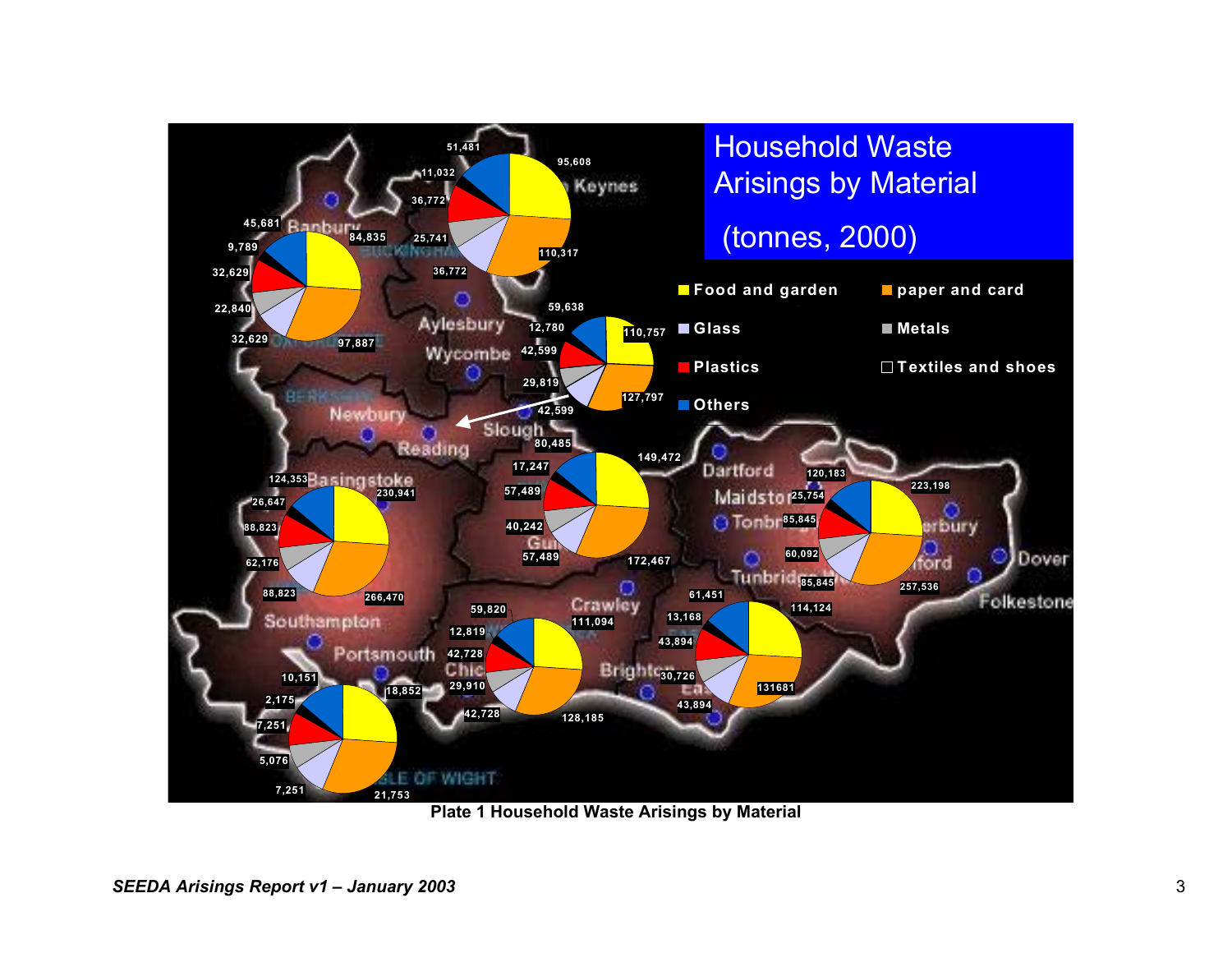# Household Waste Arisings by Material

(tonnes, 2000)

- Food and garden
- paper and card
- Glass
- Metals
- Plastics
- Textiles and shoes
- Others

| Pie location | Values |
| --- | --- |
| Oxfordshire / Banbury | 45,681; 84,835; 9,789; 32,629; 22,840; 32,629; 97,887 |
| Milton Keynes / Buckinghamshire | 51,481; 95,608; 11,032; 36,772; 25,741; 36,772; 110,317 |
| Berkshire (Slough/Reading) | 59,638; 110,757; 12,780; 42,599; 29,819; 42,599; 127,797 |
| Hampshire (Basingstoke) | 124,353; 230,941; 26,647; 88,823; 62,176; 88,823; 266,470 |
| Surrey | 80,485; 149,472; 17,247; 57,489; 40,242; 57,489; 172,467 |
| Kent | 120,183; 223,198; 25,754; 85,845; 60,092; 85,845; 257,536 |
| West Sussex | 59,820; 111,094; 12,819; 42,728; 29,910; 42,728; 128,185 |
| East Sussex | 61,451; 114,124; 13,168; 43,894; 30,726; 43,894; 131681 |
| Isle of Wight | 10,151; 18,852; 2,175; 7,251; 5,076; 7,251; 21,753 |

Plate 1 Household Waste Arisings by Material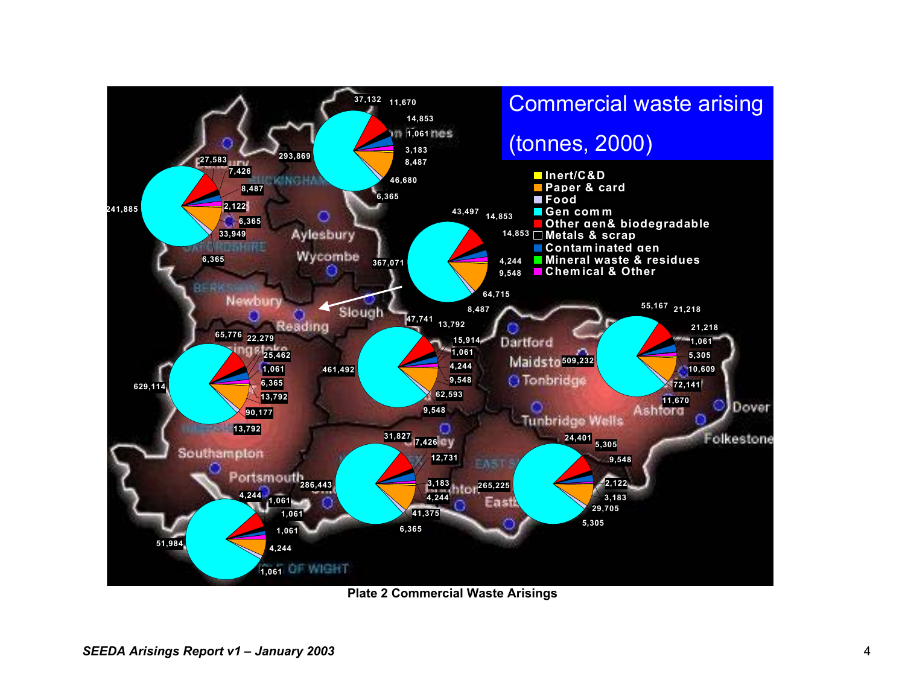Commercial waste arising (tonnes, 2000)

- Inert/C&D
- Paper & card
- Food
- Gen comm
- Other gen & biodegradable
- Metals & scrap
- Contaminated gen
- Mineral waste & residues
- Chemical & Other

**Plate 2 Commercial Waste Arisings**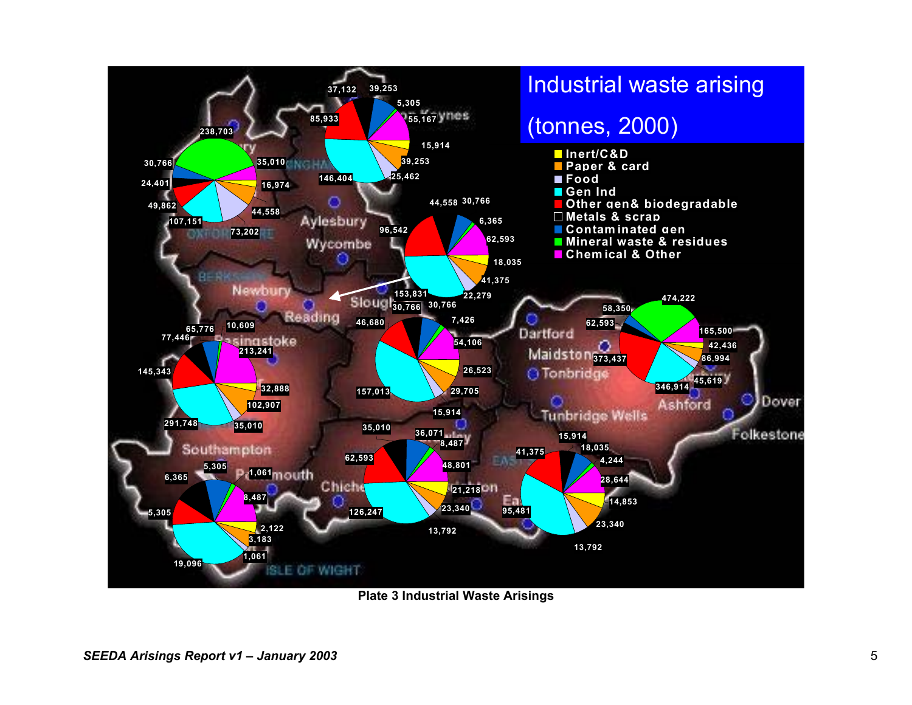# Industrial waste arising

(tonnes, 2000)

- Inert/C&D
- Paper & card
- Food
- Gen Ind
- Other gen& biodegradable
- Metals & scrap
- Contaminated gen
- Mineral waste & residues
- Chemical & Other

**Plate 3 Industrial Waste Arisings**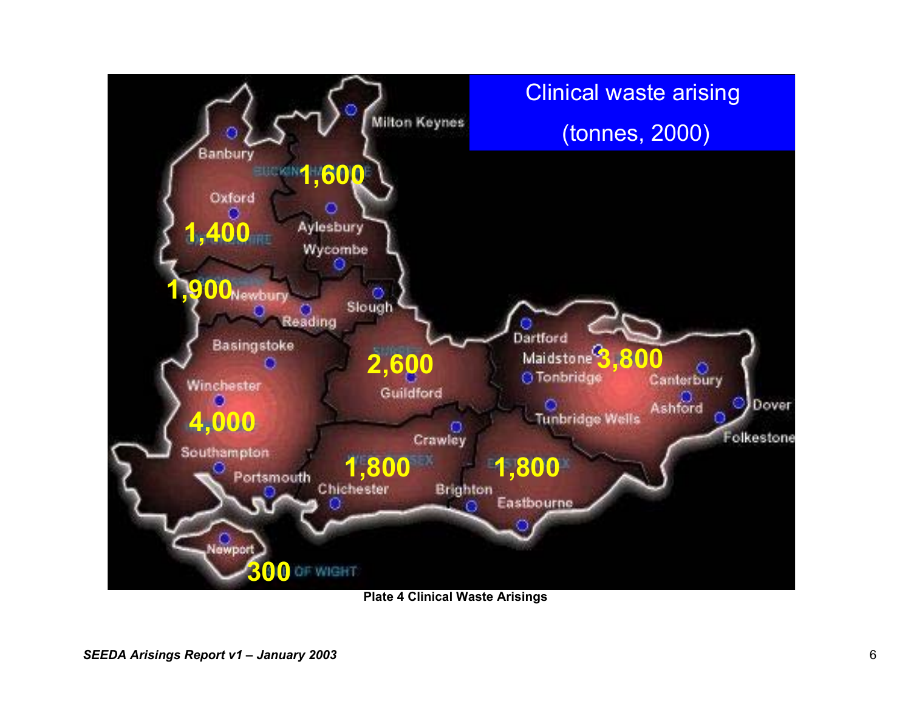Clinical waste arising

(tonnes, 2000)

| Region | Clinical waste arising (tonnes, 2000) |
| --- | --- |
| Buckinghamshire | 1,600 |
| Oxfordshire | 1,400 |
| Berkshire | 1,900 |
| Hampshire | 4,000 |
| Surrey | 2,600 |
| Kent | 3,800 |
| West Sussex | 1,800 |
| East Sussex | 1,800 |
| Isle of Wight | 300 |

**Plate 4 Clinical Waste Arisings**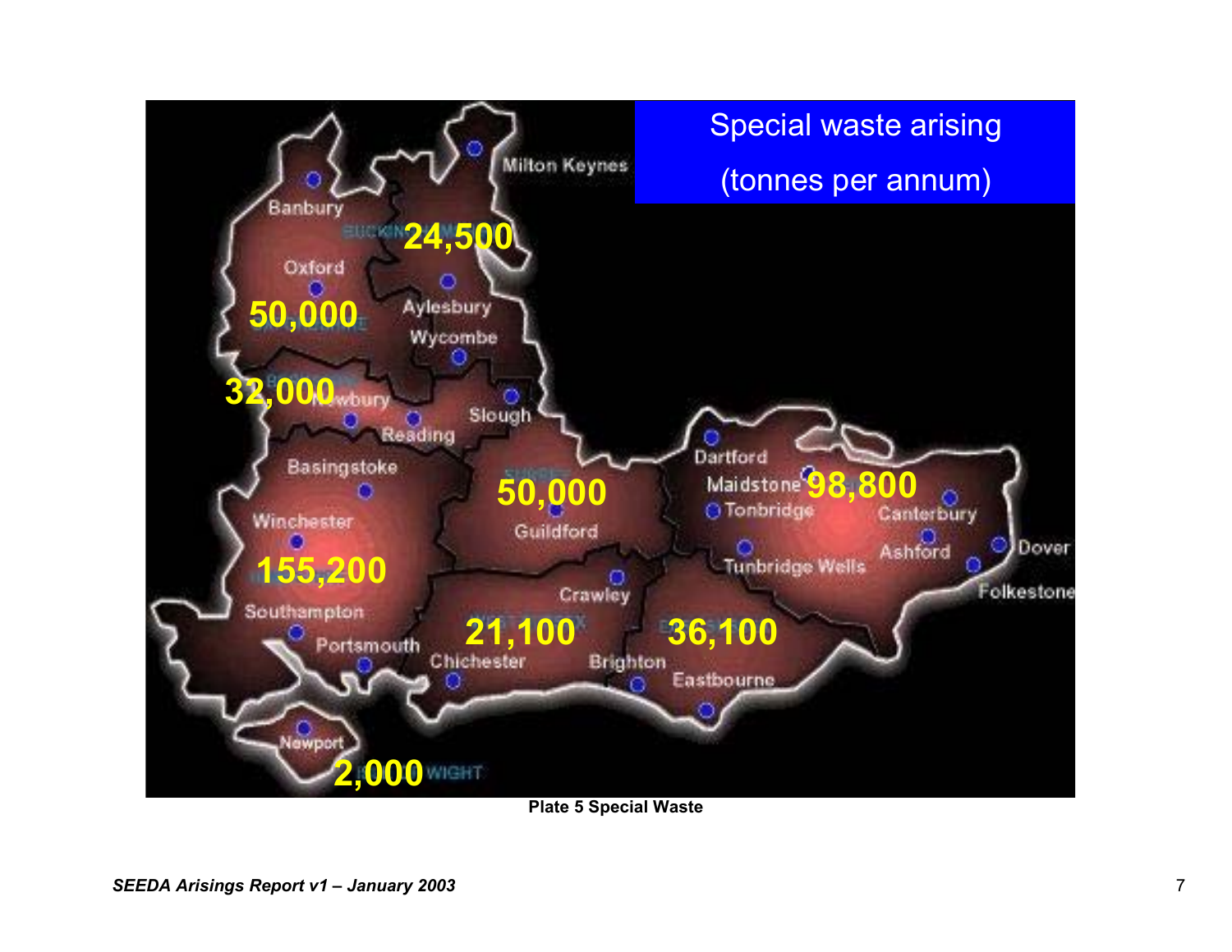Special waste arising

(tonnes per annum)

**Plate 5 Special Waste**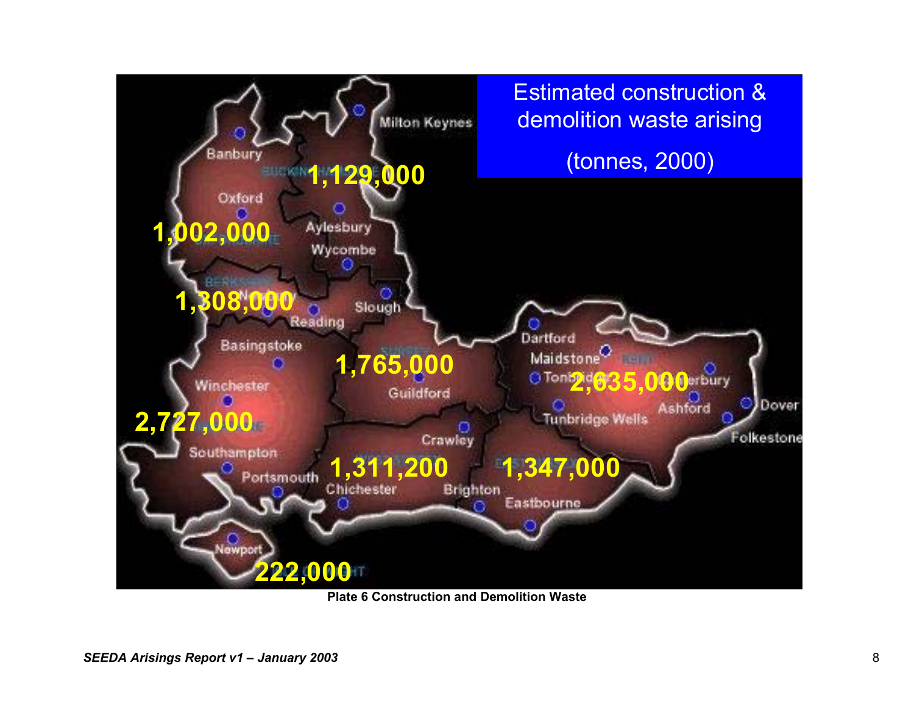Estimated construction & demolition waste arising

(tonnes, 2000)

Milton Keynes, Banbury, Oxford, Aylesbury, Wycombe, Reading, Slough, Basingstoke, Winchester, Southampton, Portsmouth, Newport, Chichester, Guildford, Crawley, Brighton, Eastbourne, Dartford, Maidstone, Tonbridge, Tunbridge Wells, Canterbury, Ashford, Dover, Folkestone

1,129,000

1,002,000

1,308,000

1,765,000

2,635,000

2,727,000

1,311,200

1,347,000

222,000

**Plate 6 Construction and Demolition Waste**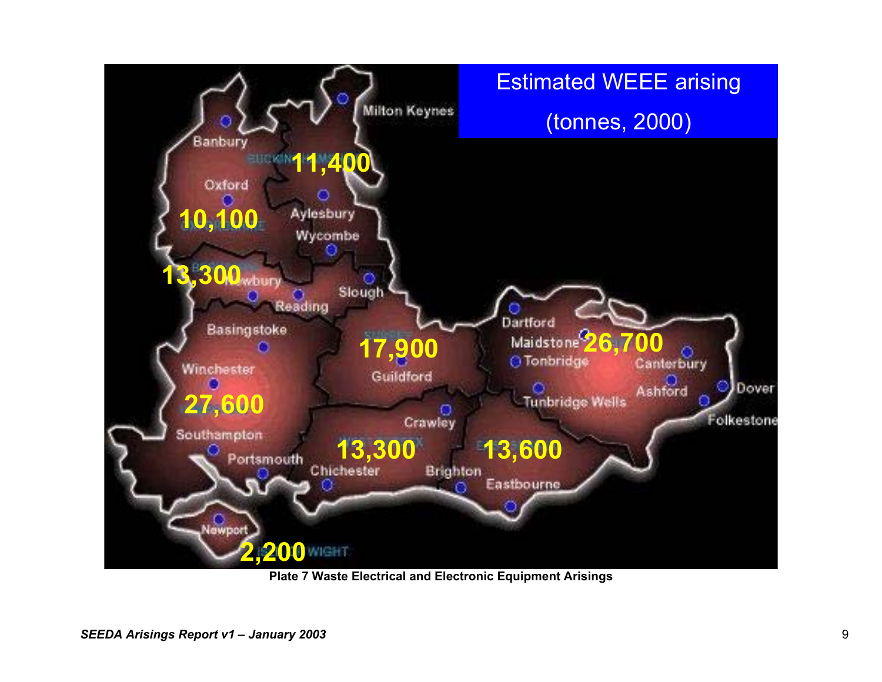Estimated WEEE arising

(tonnes, 2000)

**Plate 7 Waste Electrical and Electronic Equipment Arisings**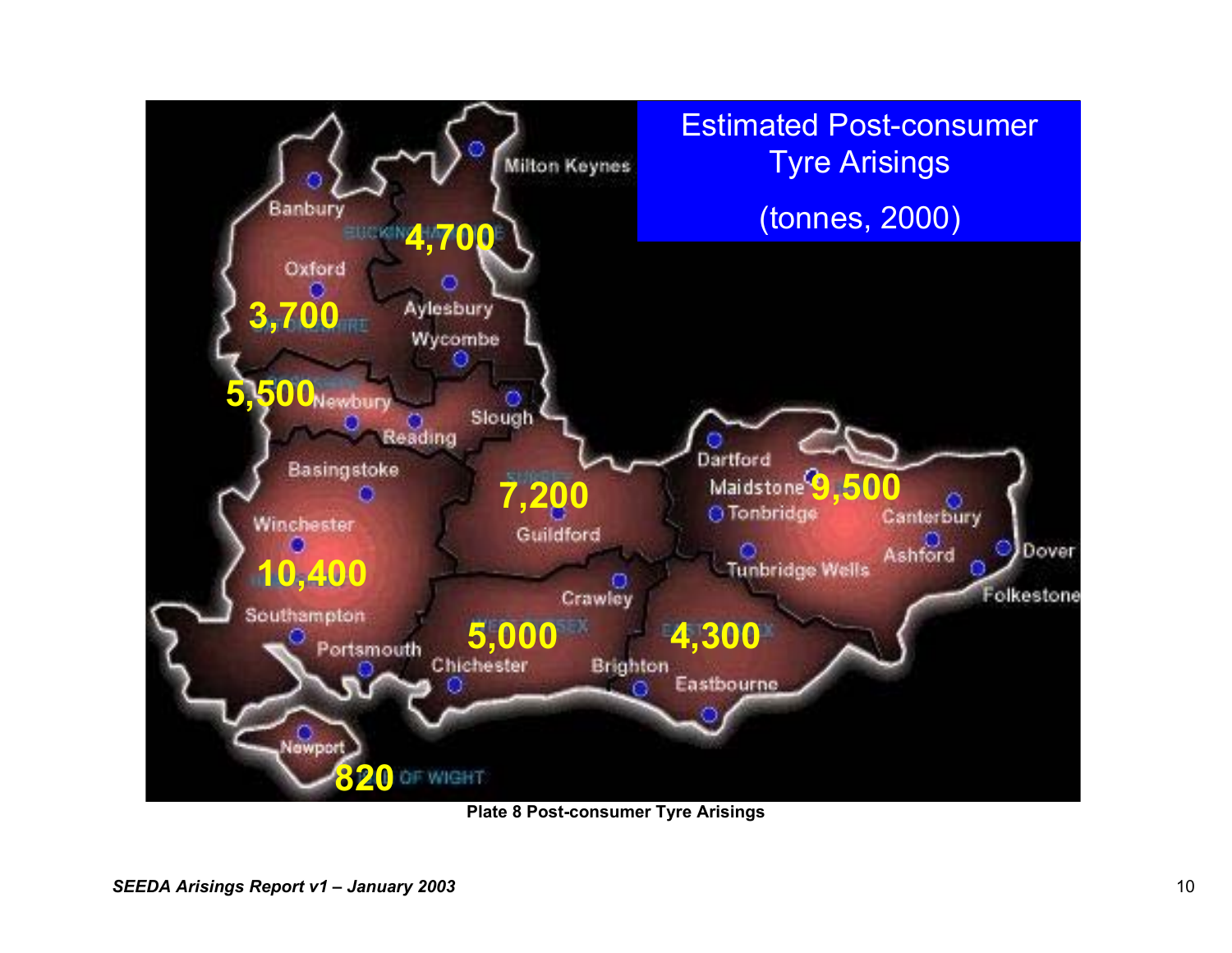Estimated Post-consumer Tyre Arisings

(tonnes, 2000)

Plate 8 Post-consumer Tyre Arisings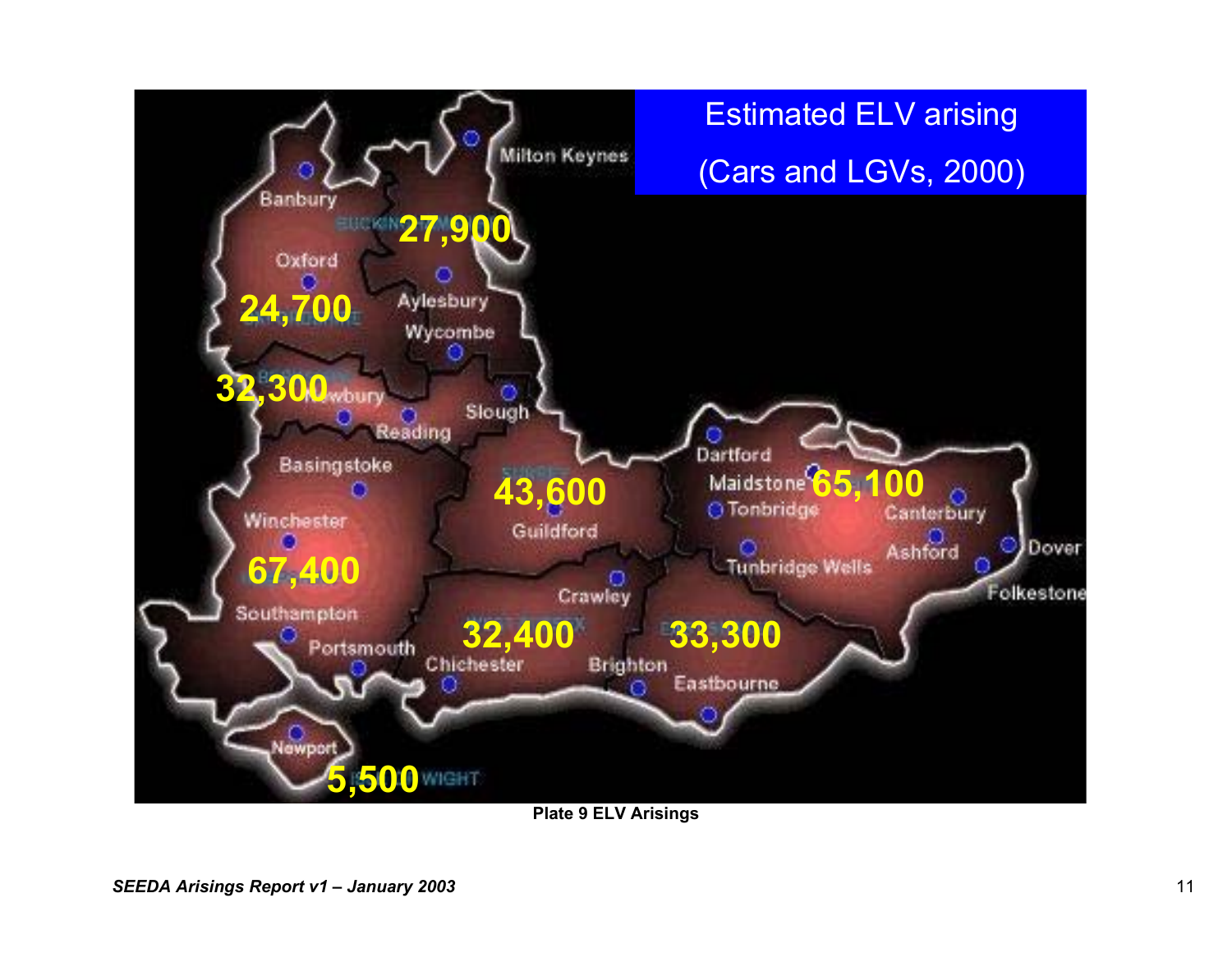Estimated ELV arising

(Cars and LGVs, 2000)

27,900

24,700

32,300

43,600

65,100

67,400

32,400

33,300

5,500

Milton Keynes, Banbury, Oxford, Aylesbury, Wycombe, Newbury, Reading, Slough, Basingstoke, Winchester, Guildford, Dartford, Maidstone, Tonbridge, Canterbury, Tunbridge Wells, Ashford, Dover, Folkestone, Crawley, Southampton, Portsmouth, Chichester, Brighton, Eastbourne, Newport

**Plate 9 ELV Arisings**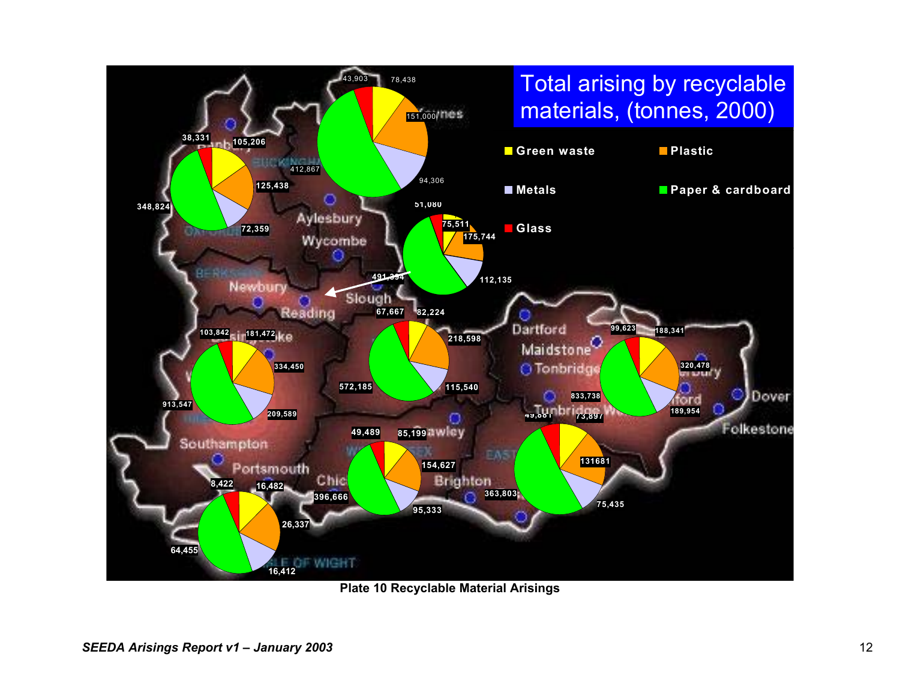Total arising by recyclable materials, (tonnes, 2000)

Green waste · Plastic · Metals · Paper & cardboard · Glass

**Plate 10 Recyclable Material Arisings**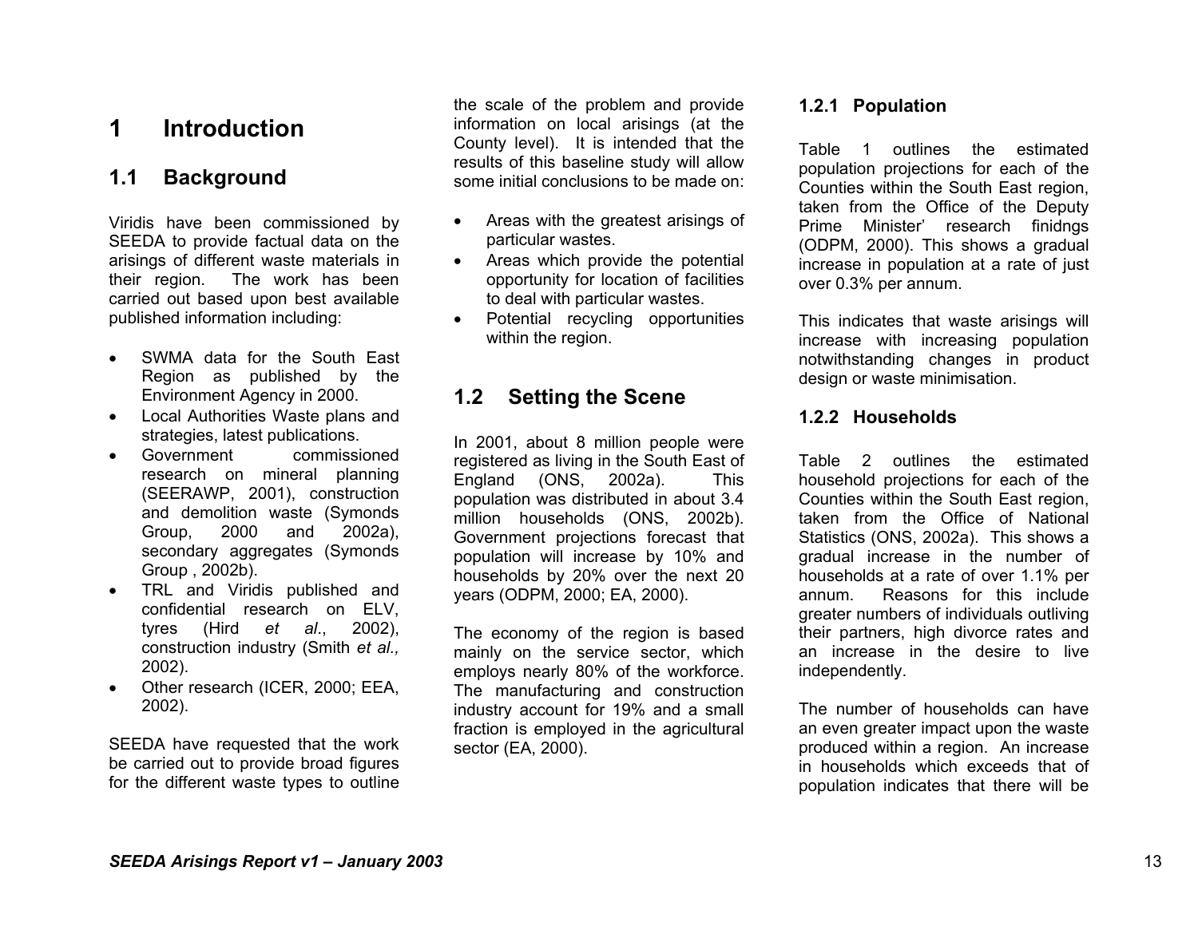# 1 Introduction

## 1.1 Background

Viridis have been commissioned by SEEDA to provide factual data on the arisings of different waste materials in their region. The work has been carried out based upon best available published information including:

- SWMA data for the South East Region as published by the Environment Agency in 2000.
- Local Authorities Waste plans and strategies, latest publications.
- Government commissioned research on mineral planning (SEERAWP, 2001), construction and demolition waste (Symonds Group, 2000 and 2002a), secondary aggregates (Symonds Group , 2002b).
- TRL and Viridis published and confidential research on ELV, tyres (Hird *et al*., 2002), construction industry (Smith *et al.,* 2002).
- Other research (ICER, 2000; EEA, 2002).

SEEDA have requested that the work be carried out to provide broad figures for the different waste types to outline the scale of the problem and provide information on local arisings (at the County level). It is intended that the results of this baseline study will allow some initial conclusions to be made on:

- Areas with the greatest arisings of particular wastes.
- Areas which provide the potential opportunity for location of facilities to deal with particular wastes.
- Potential recycling opportunities within the region.

## 1.2 Setting the Scene

In 2001, about 8 million people were registered as living in the South East of England (ONS, 2002a). This population was distributed in about 3.4 million households (ONS, 2002b). Government projections forecast that population will increase by 10% and households by 20% over the next 20 years (ODPM, 2000; EA, 2000).

The economy of the region is based mainly on the service sector, which employs nearly 80% of the workforce. The manufacturing and construction industry account for 19% and a small fraction is employed in the agricultural sector (EA, 2000).

### 1.2.1 Population

Table 1 outlines the estimated population projections for each of the Counties within the South East region, taken from the Office of the Deputy Prime Minister' research finidngs (ODPM, 2000). This shows a gradual increase in population at a rate of just over 0.3% per annum.

This indicates that waste arisings will increase with increasing population notwithstanding changes in product design or waste minimisation.

### 1.2.2 Households

Table 2 outlines the estimated household projections for each of the Counties within the South East region, taken from the Office of National Statistics (ONS, 2002a). This shows a gradual increase in the number of households at a rate of over 1.1% per annum. Reasons for this include greater numbers of individuals outliving their partners, high divorce rates and an increase in the desire to live independently.

The number of households can have an even greater impact upon the waste produced within a region. An increase in households which exceeds that of population indicates that there will be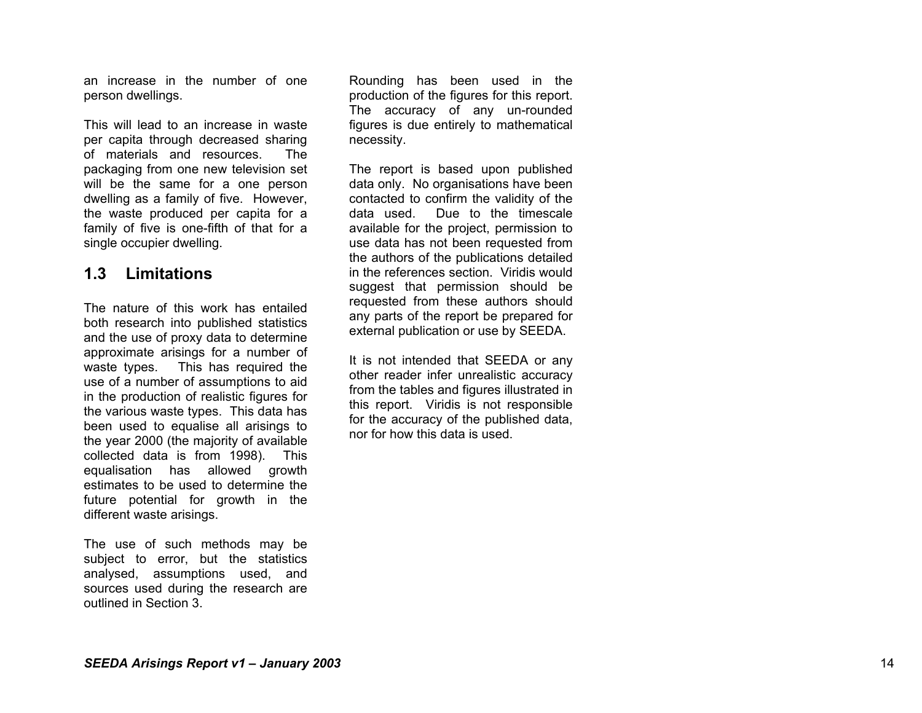an increase in the number of one person dwellings.

This will lead to an increase in waste per capita through decreased sharing of materials and resources. The packaging from one new television set will be the same for a one person dwelling as a family of five. However, the waste produced per capita for a family of five is one-fifth of that for a single occupier dwelling.

## 1.3 Limitations

The nature of this work has entailed both research into published statistics and the use of proxy data to determine approximate arisings for a number of waste types. This has required the use of a number of assumptions to aid in the production of realistic figures for the various waste types. This data has been used to equalise all arisings to the year 2000 (the majority of available collected data is from 1998). This equalisation has allowed growth estimates to be used to determine the future potential for growth in the different waste arisings.

The use of such methods may be subject to error, but the statistics analysed, assumptions used, and sources used during the research are outlined in Section 3.

Rounding has been used in the production of the figures for this report. The accuracy of any un-rounded figures is due entirely to mathematical necessity.

The report is based upon published data only. No organisations have been contacted to confirm the validity of the data used. Due to the timescale available for the project, permission to use data has not been requested from the authors of the publications detailed in the references section. Viridis would suggest that permission should be requested from these authors should any parts of the report be prepared for external publication or use by SEEDA.

It is not intended that SEEDA or any other reader infer unrealistic accuracy from the tables and figures illustrated in this report. Viridis is not responsible for the accuracy of the published data, nor for how this data is used.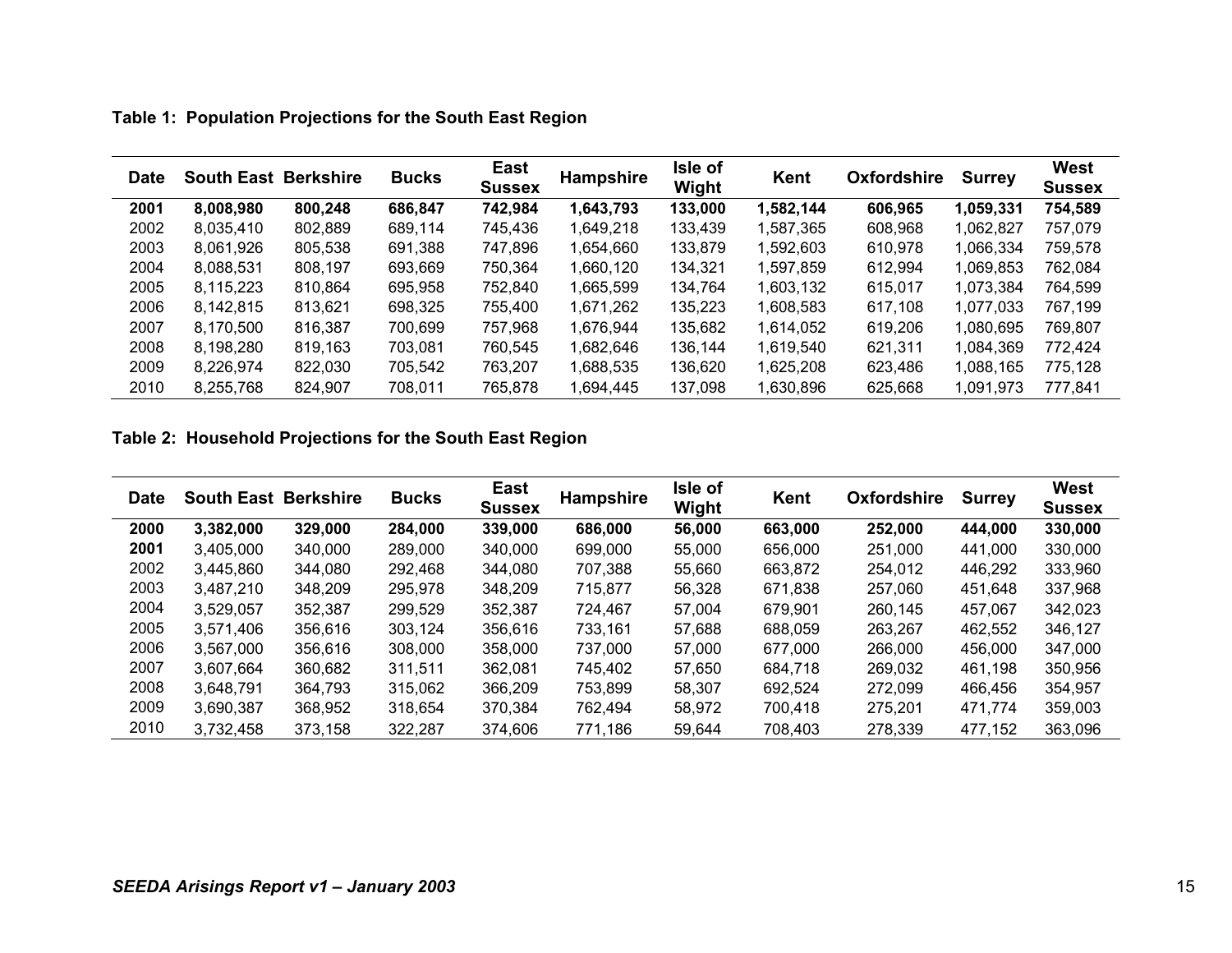**Table 1: Population Projections for the South East Region**

| Date | South East | Berkshire | Bucks | East Sussex | Hampshire | Isle of Wight | Kent | Oxfordshire | Surrey | West Sussex |
|---|---|---|---|---|---|---|---|---|---|---|
| **2001** | **8,008,980** | **800,248** | **686,847** | **742,984** | **1,643,793** | **133,000** | **1,582,144** | **606,965** | **1,059,331** | **754,589** |
| 2002 | 8,035,410 | 802,889 | 689,114 | 745,436 | 1,649,218 | 133,439 | 1,587,365 | 608,968 | 1,062,827 | 757,079 |
| 2003 | 8,061,926 | 805,538 | 691,388 | 747,896 | 1,654,660 | 133,879 | 1,592,603 | 610,978 | 1,066,334 | 759,578 |
| 2004 | 8,088,531 | 808,197 | 693,669 | 750,364 | 1,660,120 | 134,321 | 1,597,859 | 612,994 | 1,069,853 | 762,084 |
| 2005 | 8,115,223 | 810,864 | 695,958 | 752,840 | 1,665,599 | 134,764 | 1,603,132 | 615,017 | 1,073,384 | 764,599 |
| 2006 | 8,142,815 | 813,621 | 698,325 | 755,400 | 1,671,262 | 135,223 | 1,608,583 | 617,108 | 1,077,033 | 767,199 |
| 2007 | 8,170,500 | 816,387 | 700,699 | 757,968 | 1,676,944 | 135,682 | 1,614,052 | 619,206 | 1,080,695 | 769,807 |
| 2008 | 8,198,280 | 819,163 | 703,081 | 760,545 | 1,682,646 | 136,144 | 1,619,540 | 621,311 | 1,084,369 | 772,424 |
| 2009 | 8,226,974 | 822,030 | 705,542 | 763,207 | 1,688,535 | 136,620 | 1,625,208 | 623,486 | 1,088,165 | 775,128 |
| 2010 | 8,255,768 | 824,907 | 708,011 | 765,878 | 1,694,445 | 137,098 | 1,630,896 | 625,668 | 1,091,973 | 777,841 |

**Table 2: Household Projections for the South East Region**

| Date | South East | Berkshire | Bucks | East Sussex | Hampshire | Isle of Wight | Kent | Oxfordshire | Surrey | West Sussex |
|---|---|---|---|---|---|---|---|---|---|---|
| **2000** | **3,382,000** | **329,000** | **284,000** | **339,000** | **686,000** | **56,000** | **663,000** | **252,000** | **444,000** | **330,000** |
| **2001** | 3,405,000 | 340,000 | 289,000 | 340,000 | 699,000 | 55,000 | 656,000 | 251,000 | 441,000 | 330,000 |
| 2002 | 3,445,860 | 344,080 | 292,468 | 344,080 | 707,388 | 55,660 | 663,872 | 254,012 | 446,292 | 333,960 |
| 2003 | 3,487,210 | 348,209 | 295,978 | 348,209 | 715,877 | 56,328 | 671,838 | 257,060 | 451,648 | 337,968 |
| 2004 | 3,529,057 | 352,387 | 299,529 | 352,387 | 724,467 | 57,004 | 679,901 | 260,145 | 457,067 | 342,023 |
| 2005 | 3,571,406 | 356,616 | 303,124 | 356,616 | 733,161 | 57,688 | 688,059 | 263,267 | 462,552 | 346,127 |
| 2006 | 3,567,000 | 356,616 | 308,000 | 358,000 | 737,000 | 57,000 | 677,000 | 266,000 | 456,000 | 347,000 |
| 2007 | 3,607,664 | 360,682 | 311,511 | 362,081 | 745,402 | 57,650 | 684,718 | 269,032 | 461,198 | 350,956 |
| 2008 | 3,648,791 | 364,793 | 315,062 | 366,209 | 753,899 | 58,307 | 692,524 | 272,099 | 466,456 | 354,957 |
| 2009 | 3,690,387 | 368,952 | 318,654 | 370,384 | 762,494 | 58,972 | 700,418 | 275,201 | 471,774 | 359,003 |
| 2010 | 3,732,458 | 373,158 | 322,287 | 374,606 | 771,186 | 59,644 | 708,403 | 278,339 | 477,152 | 363,096 |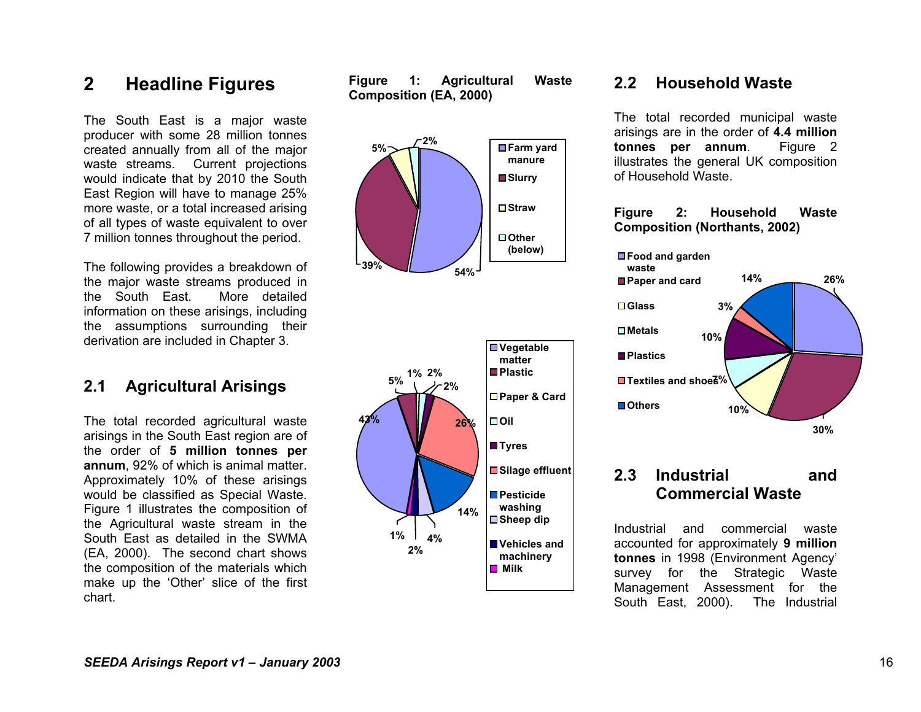## 2 Headline Figures

The South East is a major waste producer with some 28 million tonnes created annually from all of the major waste streams. Current projections would indicate that by 2010 the South East Region will have to manage 25% more waste, or a total increased arising of all types of waste equivalent to over 7 million tonnes throughout the period.

The following provides a breakdown of the major waste streams produced in the South East. More detailed information on these arisings, including the assumptions surrounding their derivation are included in Chapter 3.

### 2.1 Agricultural Arisings

The total recorded agricultural waste arisings in the South East region are of the order of **5 million tonnes per annum**, 92% of which is animal matter. Approximately 10% of these arisings would be classified as Special Waste. Figure 1 illustrates the composition of the Agricultural waste stream in the South East as detailed in the SWMA (EA, 2000). The second chart shows the composition of the materials which make up the 'Other' slice of the first chart.

**Figure 1: Agricultural Waste Composition (EA, 2000)**

| Category | % |
|---|---|
| Farm yard manure | 54% |
| Slurry | 39% |
| Straw | 5% |
| Other (below) | 2% |

| Other | % |
|---|---|
| Vegetable matter | 43% |
| Plastic | 5% |
| Paper & Card | 1% |
| Oil | 2% |
| Tyres | 2% |
| Silage effluent | 26% |
| Pesticide washing | 14% |
| Sheep dip | 4% |
| Vehicles and machinery | 2% |
| Milk | 1% |

### 2.2 Household Waste

The total recorded municipal waste arisings are in the order of **4.4 million tonnes per annum**. Figure 2 illustrates the general UK composition of Household Waste.

**Figure 2: Household Waste Composition (Northants, 2002)**

| Category | % |
|---|---|
| Food and garden waste | 26% |
| Paper and card | 30% |
| Glass | 10% |
| Metals | 7% |
| Plastics | 10% |
| Textiles and shoes | 3% |
| Others | 14% |

### 2.3 Industrial and Commercial Waste

Industrial and commercial waste accounted for approximately **9 million tonnes** in 1998 (Environment Agency' survey for the Strategic Waste Management Assessment for the South East, 2000). The Industrial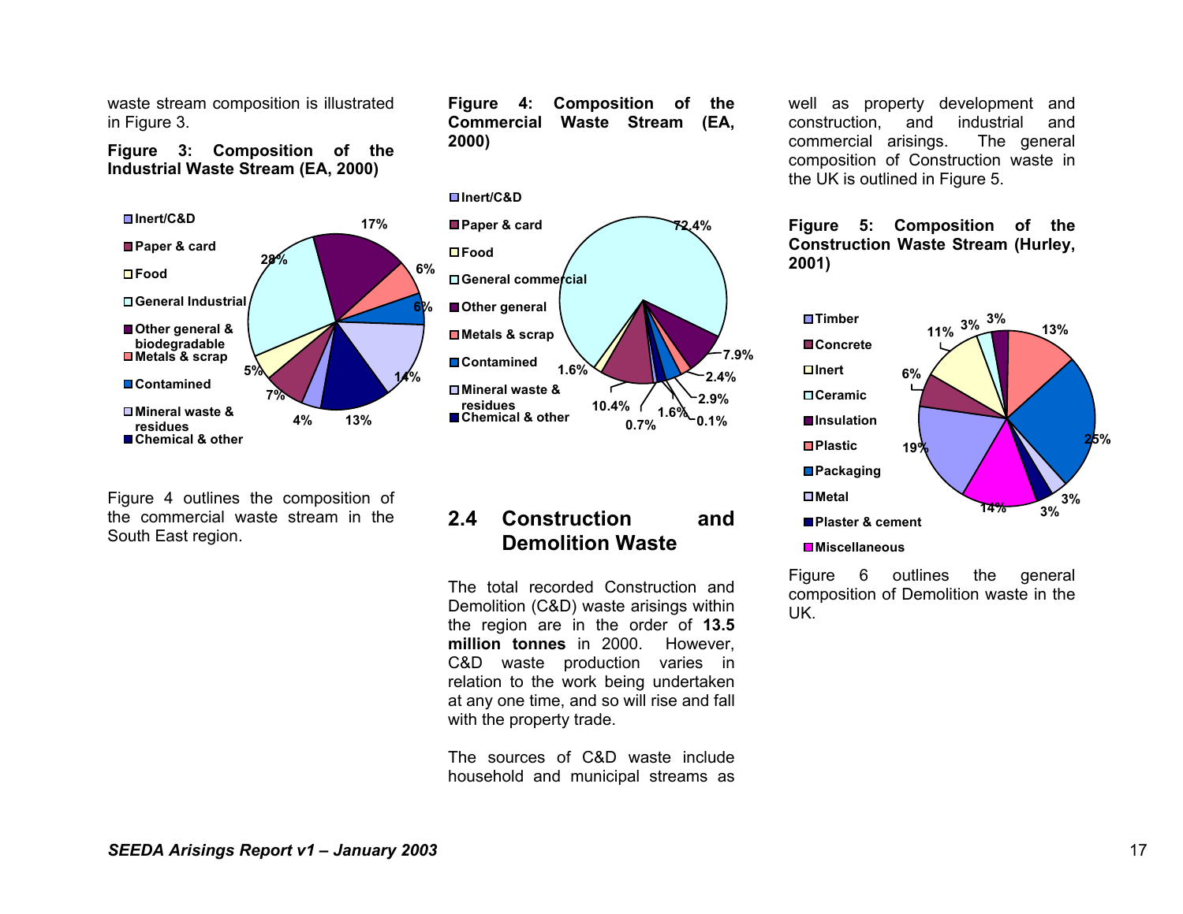waste stream composition is illustrated in Figure 3.

**Figure 3: Composition of the Industrial Waste Stream (EA, 2000)**

| Category | % |
|---|---|
| Inert/C&D | 4% |
| Paper & card | 7% |
| Food | 5% |
| General Industrial | 28% |
| Other general & biodegradable | 17% |
| Metals & scrap | 6% |
| Contamined | 6% |
| Mineral waste & residues | 14% |
| Chemical & other | 13% |

Figure 4 outlines the composition of the commercial waste stream in the South East region.

**Figure 4: Composition of the Commercial Waste Stream (EA, 2000)**

Legend: Inert/C&D; Paper & card; Food; General commercial; Other general; Metals & scrap; Contamined; Mineral waste & residues; Chemical & other

Chart labels: 72.4%, 7.9%, 2.4%, 2.9%, 0.1%, 1.6%, 0.7%, 10.4%, 1.6%

## 2.4 Construction and Demolition Waste

The total recorded Construction and Demolition (C&D) waste arisings within the region are in the order of **13.5 million tonnes** in 2000. However, C&D waste production varies in relation to the work being undertaken at any one time, and so will rise and fall with the property trade.

The sources of C&D waste include household and municipal streams as well as property development and construction, and industrial and commercial arisings. The general composition of Construction waste in the UK is outlined in Figure 5.

**Figure 5: Composition of the Construction Waste Stream (Hurley, 2001)**

| Category | % |
|---|---|
| Timber | 19% |
| Concrete | 6% |
| Inert | 11% |
| Ceramic | 3% |
| Insulation | 3% |
| Plastic | 13% |
| Packaging | 25% |
| Metal | 3% |
| Plaster & cement | 3% |
| Miscellaneous | 14% |

Figure 6 outlines the general composition of Demolition waste in the UK.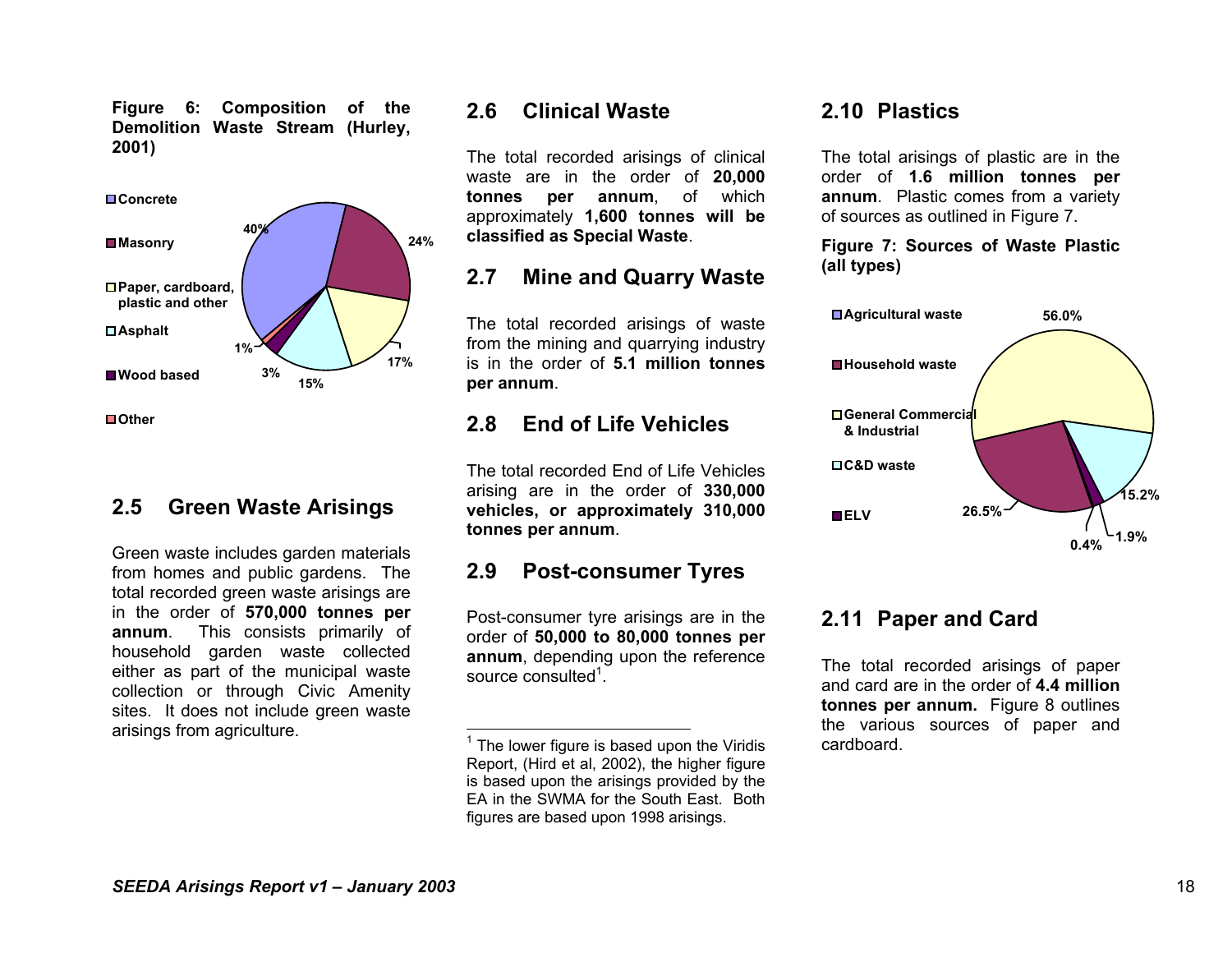**Figure 6: Composition of the Demolition Waste Stream (Hurley, 2001)**

| Component | Share |
| --- | --- |
| Concrete | 40% |
| Masonry | 24% |
| Paper, cardboard, plastic and other | 17% |
| Asphalt | 15% |
| Wood based | 3% |
| Other | 1% |

## 2.5 Green Waste Arisings

Green waste includes garden materials from homes and public gardens. The total recorded green waste arisings are in the order of **570,000 tonnes per annum**. This consists primarily of household garden waste collected either as part of the municipal waste collection or through Civic Amenity sites. It does not include green waste arisings from agriculture.

## 2.6 Clinical Waste

The total recorded arisings of clinical waste are in the order of **20,000 tonnes per annum**, of which approximately **1,600 tonnes will be classified as Special Waste**.

## 2.7 Mine and Quarry Waste

The total recorded arisings of waste from the mining and quarrying industry is in the order of **5.1 million tonnes per annum**.

## 2.8 End of Life Vehicles

The total recorded End of Life Vehicles arising are in the order of **330,000 vehicles, or approximately 310,000 tonnes per annum**.

## 2.9 Post-consumer Tyres

Post-consumer tyre arisings are in the order of **50,000 to 80,000 tonnes per annum**, depending upon the reference source consulted[1].

[1] The lower figure is based upon the Viridis Report, (Hird et al, 2002), the higher figure is based upon the arisings provided by the EA in the SWMA for the South East. Both figures are based upon 1998 arisings.

## 2.10 Plastics

The total arisings of plastic are in the order of **1.6 million tonnes per annum**. Plastic comes from a variety of sources as outlined in Figure 7.

**Figure 7: Sources of Waste Plastic (all types)**

| Source | Share |
| --- | --- |
| Agricultural waste | 0.4% |
| Household waste | 26.5% |
| General Commercial & Industrial | 56.0% |
| C&D waste | 15.2% |
| ELV | 1.9% |

## 2.11 Paper and Card

The total recorded arisings of paper and card are in the order of **4.4 million tonnes per annum.** Figure 8 outlines the various sources of paper and cardboard.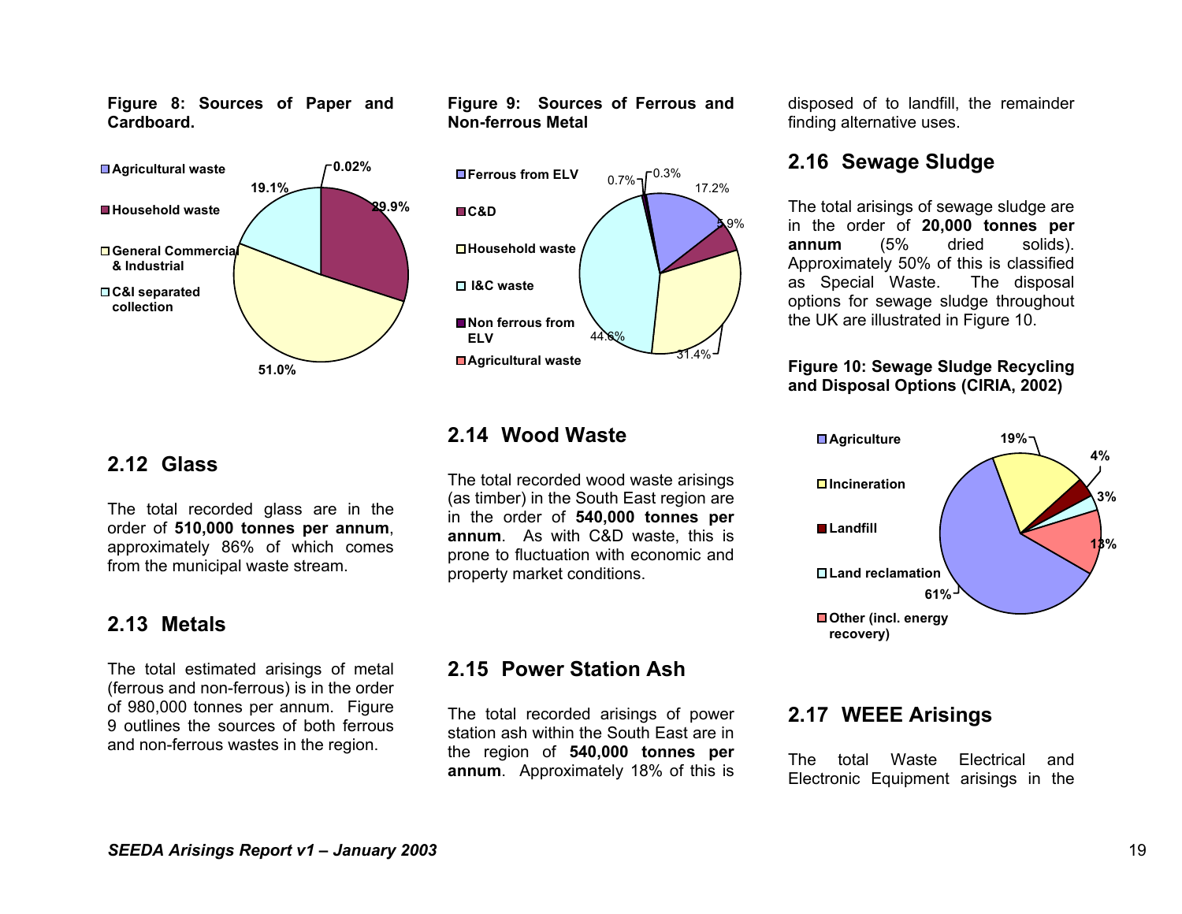**Figure 8: Sources of Paper and Cardboard.**

- Agricultural waste: 0.02%
- Household waste: 29.9%
- General Commercial & Industrial: 51.0%
- C&I separated collection: 19.1%

## 2.12 Glass

The total recorded glass are in the order of **510,000 tonnes per annum**, approximately 86% of which comes from the municipal waste stream.

## 2.13 Metals

The total estimated arisings of metal (ferrous and non-ferrous) is in the order of 980,000 tonnes per annum. Figure 9 outlines the sources of both ferrous and non-ferrous wastes in the region.

**Figure 9: Sources of Ferrous and Non-ferrous Metal**

- Ferrous from ELV: 17.2%
- C&D: 5.9%
- Household waste: 31.4%
- I&C waste: 44.6%
- Non ferrous from ELV: 0.7%
- Agricultural waste: 0.3%

## 2.14 Wood Waste

The total recorded wood waste arisings (as timber) in the South East region are in the order of **540,000 tonnes per annum**. As with C&D waste, this is prone to fluctuation with economic and property market conditions.

## 2.15 Power Station Ash

The total recorded arisings of power station ash within the South East are in the region of **540,000 tonnes per annum**. Approximately 18% of this is disposed of to landfill, the remainder finding alternative uses.

## 2.16 Sewage Sludge

The total arisings of sewage sludge are in the order of **20,000 tonnes per annum** (5% dried solids). Approximately 50% of this is classified as Special Waste. The disposal options for sewage sludge throughout the UK are illustrated in Figure 10.

**Figure 10: Sewage Sludge Recycling and Disposal Options (CIRIA, 2002)**

- Agriculture: 61%
- Incineration: 19%
- Landfill: 4%
- Land reclamation: 3%
- Other (incl. energy recovery): 13%

## 2.17 WEEE Arisings

The total Waste Electrical and Electronic Equipment arisings in the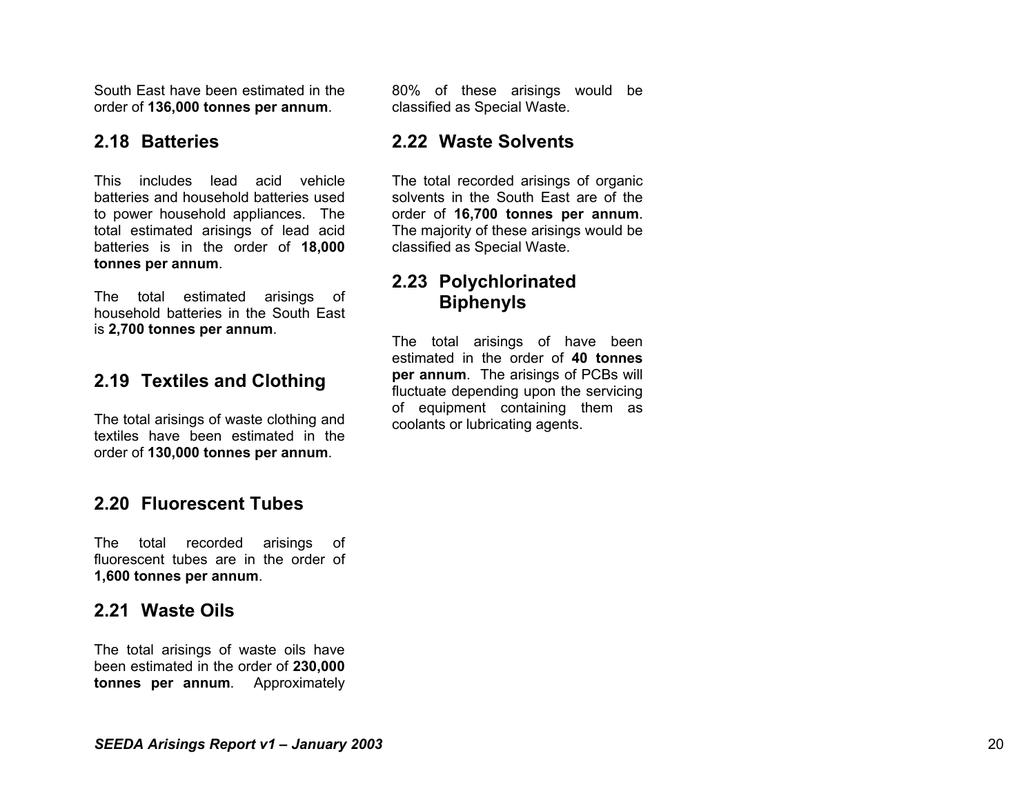South East have been estimated in the order of **136,000 tonnes per annum**.

## 2.18 Batteries

This includes lead acid vehicle batteries and household batteries used to power household appliances. The total estimated arisings of lead acid batteries is in the order of **18,000 tonnes per annum**.

The total estimated arisings of household batteries in the South East is **2,700 tonnes per annum**.

## 2.19 Textiles and Clothing

The total arisings of waste clothing and textiles have been estimated in the order of **130,000 tonnes per annum**.

## 2.20 Fluorescent Tubes

The total recorded arisings of fluorescent tubes are in the order of **1,600 tonnes per annum**.

## 2.21 Waste Oils

The total arisings of waste oils have been estimated in the order of **230,000 tonnes per annum**. Approximately 80% of these arisings would be classified as Special Waste.

## 2.22 Waste Solvents

The total recorded arisings of organic solvents in the South East are of the order of **16,700 tonnes per annum**. The majority of these arisings would be classified as Special Waste.

## 2.23 Polychlorinated Biphenyls

The total arisings of have been estimated in the order of **40 tonnes per annum**. The arisings of PCBs will fluctuate depending upon the servicing of equipment containing them as coolants or lubricating agents.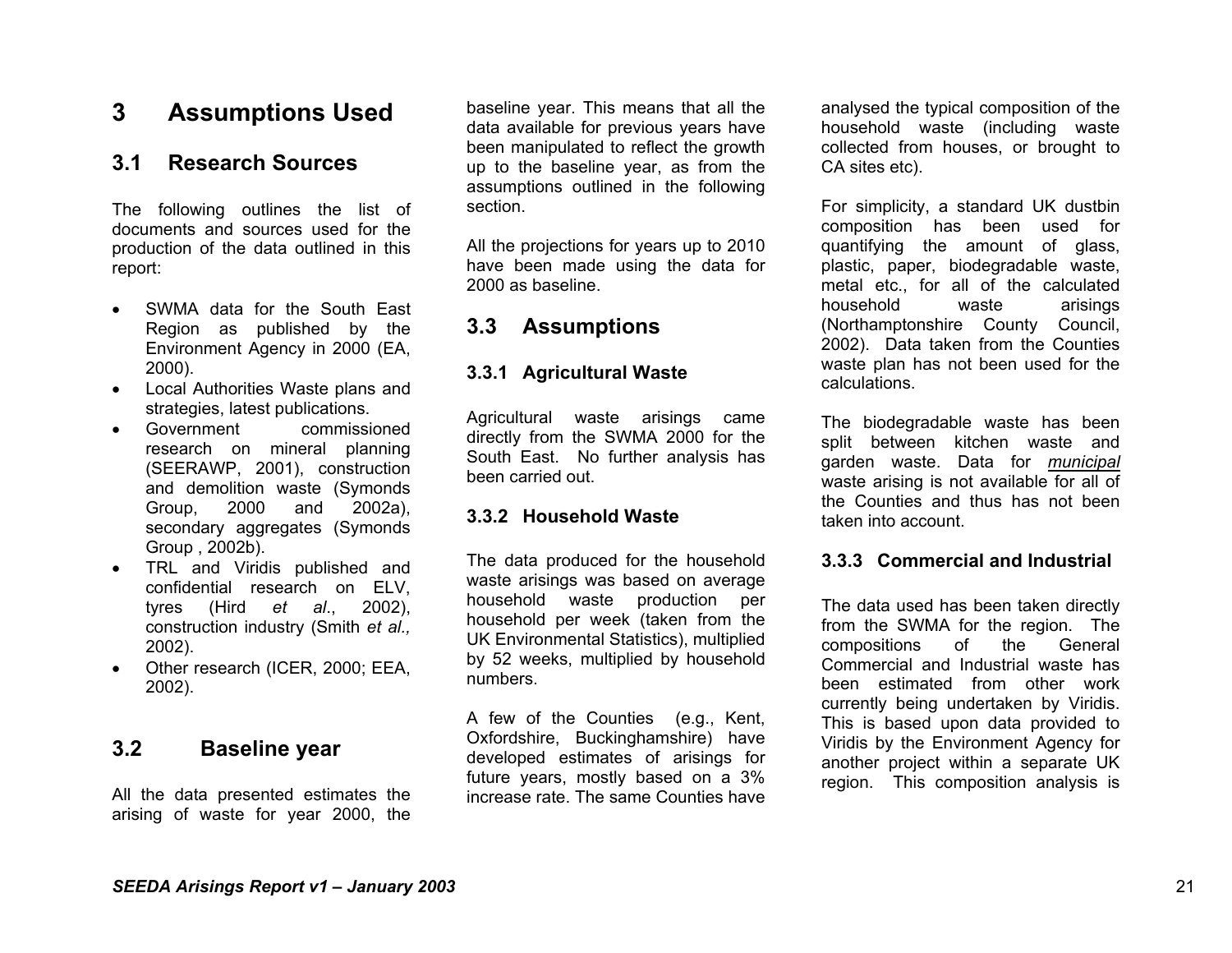# 3 Assumptions Used

## 3.1 Research Sources

The following outlines the list of documents and sources used for the production of the data outlined in this report:

- SWMA data for the South East Region as published by the Environment Agency in 2000 (EA, 2000).
- Local Authorities Waste plans and strategies, latest publications.
- Government commissioned research on mineral planning (SEERAWP, 2001), construction and demolition waste (Symonds Group, 2000 and 2002a), secondary aggregates (Symonds Group , 2002b).
- TRL and Viridis published and confidential research on ELV, tyres (Hird *et al*., 2002), construction industry (Smith *et al.,* 2002).
- Other research (ICER, 2000; EEA, 2002).

## 3.2 Baseline year

All the data presented estimates the arising of waste for year 2000, the baseline year. This means that all the data available for previous years have been manipulated to reflect the growth up to the baseline year, as from the assumptions outlined in the following section.

All the projections for years up to 2010 have been made using the data for 2000 as baseline.

## 3.3 Assumptions

### 3.3.1 Agricultural Waste

Agricultural waste arisings came directly from the SWMA 2000 for the South East. No further analysis has been carried out.

### 3.3.2 Household Waste

The data produced for the household waste arisings was based on average household waste production per household per week (taken from the UK Environmental Statistics), multiplied by 52 weeks, multiplied by household numbers.

A few of the Counties (e.g., Kent, Oxfordshire, Buckinghamshire) have developed estimates of arisings for future years, mostly based on a 3% increase rate. The same Counties have analysed the typical composition of the household waste (including waste collected from houses, or brought to CA sites etc).

For simplicity, a standard UK dustbin composition has been used for quantifying the amount of glass, plastic, paper, biodegradable waste, metal etc., for all of the calculated household waste arisings (Northamptonshire County Council, 2002). Data taken from the Counties waste plan has not been used for the calculations.

The biodegradable waste has been split between kitchen waste and garden waste. Data for *municipal* waste arising is not available for all of the Counties and thus has not been taken into account.

### 3.3.3 Commercial and Industrial

The data used has been taken directly from the SWMA for the region. The compositions of the General Commercial and Industrial waste has been estimated from other work currently being undertaken by Viridis. This is based upon data provided to Viridis by the Environment Agency for another project within a separate UK region. This composition analysis is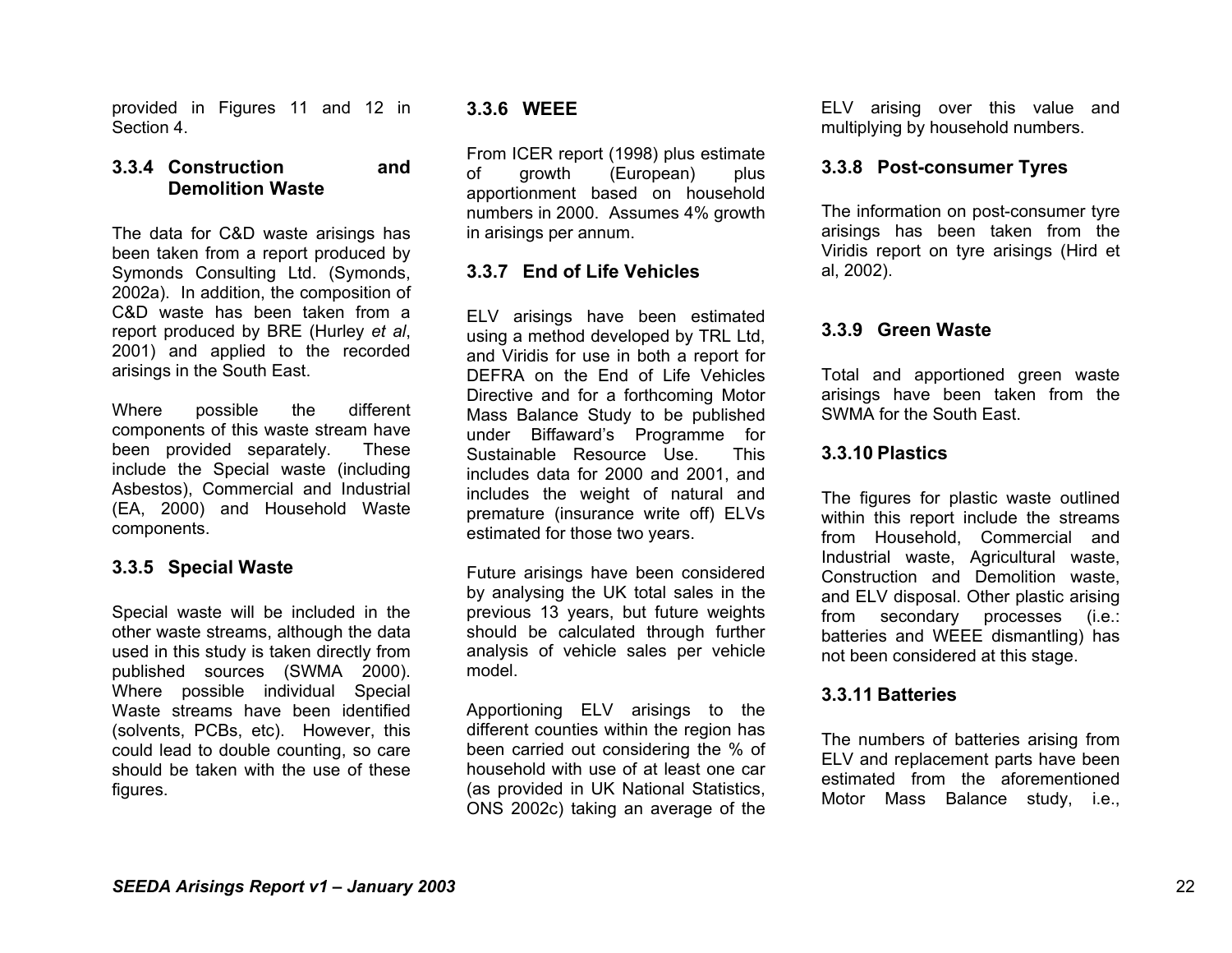provided in Figures 11 and 12 in Section 4.

### 3.3.4 Construction and Demolition Waste

The data for C&D waste arisings has been taken from a report produced by Symonds Consulting Ltd. (Symonds, 2002a). In addition, the composition of C&D waste has been taken from a report produced by BRE (Hurley *et al*, 2001) and applied to the recorded arisings in the South East.

Where possible the different components of this waste stream have been provided separately. These include the Special waste (including Asbestos), Commercial and Industrial (EA, 2000) and Household Waste components.

### 3.3.5 Special Waste

Special waste will be included in the other waste streams, although the data used in this study is taken directly from published sources (SWMA 2000). Where possible individual Special Waste streams have been identified (solvents, PCBs, etc). However, this could lead to double counting, so care should be taken with the use of these figures.

### 3.3.6 WEEE

From ICER report (1998) plus estimate of growth (European) plus apportionment based on household numbers in 2000. Assumes 4% growth in arisings per annum.

### 3.3.7 End of Life Vehicles

ELV arisings have been estimated using a method developed by TRL Ltd, and Viridis for use in both a report for DEFRA on the End of Life Vehicles Directive and for a forthcoming Motor Mass Balance Study to be published under Biffaward's Programme for Sustainable Resource Use. This includes data for 2000 and 2001, and includes the weight of natural and premature (insurance write off) ELVs estimated for those two years.

Future arisings have been considered by analysing the UK total sales in the previous 13 years, but future weights should be calculated through further analysis of vehicle sales per vehicle model.

Apportioning ELV arisings to the different counties within the region has been carried out considering the % of household with use of at least one car (as provided in UK National Statistics, ONS 2002c) taking an average of the ELV arising over this value and multiplying by household numbers.

### 3.3.8 Post-consumer Tyres

The information on post-consumer tyre arisings has been taken from the Viridis report on tyre arisings (Hird et al, 2002).

### 3.3.9 Green Waste

Total and apportioned green waste arisings have been taken from the SWMA for the South East.

### 3.3.10 Plastics

The figures for plastic waste outlined within this report include the streams from Household, Commercial and Industrial waste, Agricultural waste, Construction and Demolition waste, and ELV disposal. Other plastic arising from secondary processes (i.e.: batteries and WEEE dismantling) has not been considered at this stage.

### 3.3.11 Batteries

The numbers of batteries arising from ELV and replacement parts have been estimated from the aforementioned Motor Mass Balance study, i.e.,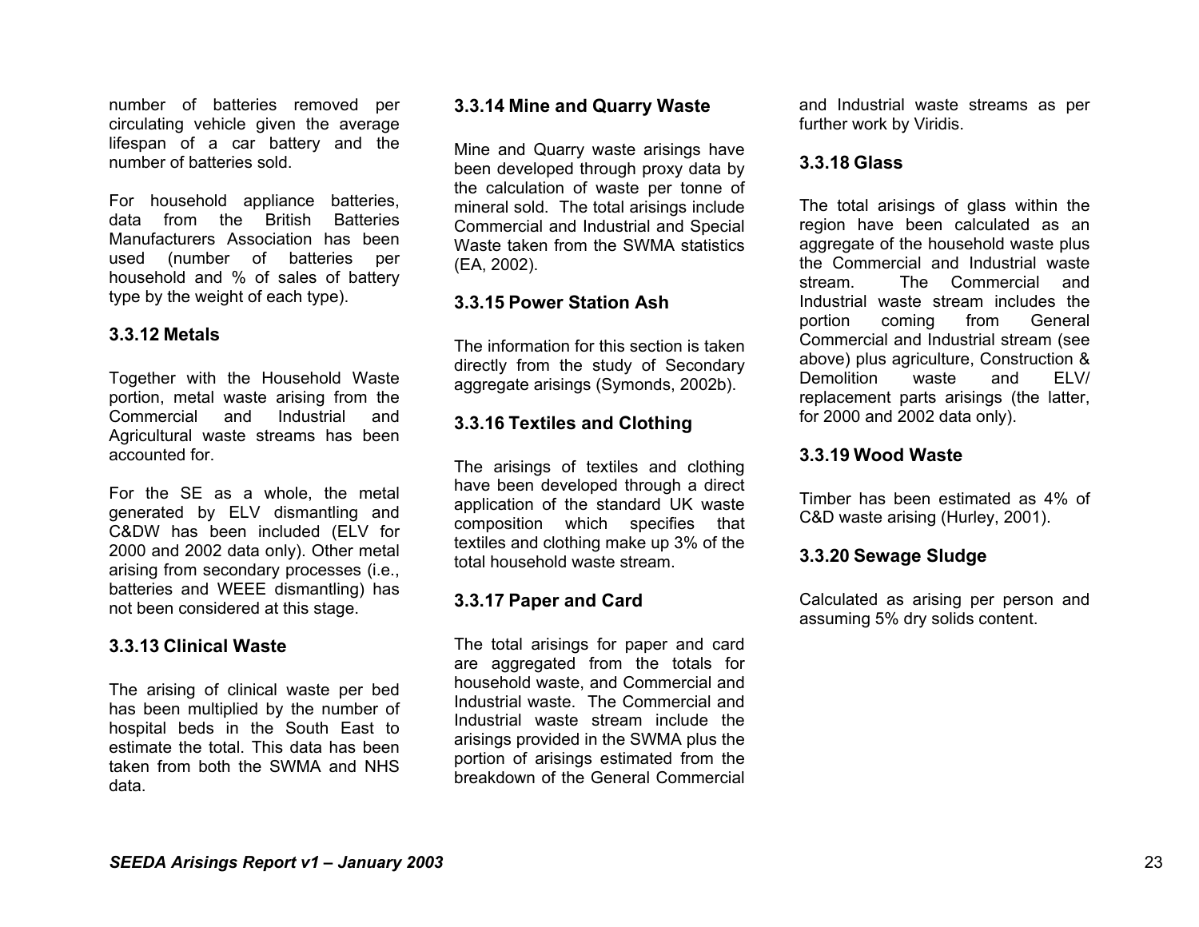number of batteries removed per circulating vehicle given the average lifespan of a car battery and the number of batteries sold.

For household appliance batteries, data from the British Batteries Manufacturers Association has been used (number of batteries per household and % of sales of battery type by the weight of each type).

### 3.3.12 Metals

Together with the Household Waste portion, metal waste arising from the Commercial and Industrial and Agricultural waste streams has been accounted for.

For the SE as a whole, the metal generated by ELV dismantling and C&DW has been included (ELV for 2000 and 2002 data only). Other metal arising from secondary processes (i.e., batteries and WEEE dismantling) has not been considered at this stage.

### 3.3.13 Clinical Waste

The arising of clinical waste per bed has been multiplied by the number of hospital beds in the South East to estimate the total. This data has been taken from both the SWMA and NHS data.

### 3.3.14 Mine and Quarry Waste

Mine and Quarry waste arisings have been developed through proxy data by the calculation of waste per tonne of mineral sold. The total arisings include Commercial and Industrial and Special Waste taken from the SWMA statistics (EA, 2002).

### 3.3.15 Power Station Ash

The information for this section is taken directly from the study of Secondary aggregate arisings (Symonds, 2002b).

### 3.3.16 Textiles and Clothing

The arisings of textiles and clothing have been developed through a direct application of the standard UK waste composition which specifies that textiles and clothing make up 3% of the total household waste stream.

### 3.3.17 Paper and Card

The total arisings for paper and card are aggregated from the totals for household waste, and Commercial and Industrial waste. The Commercial and Industrial waste stream include the arisings provided in the SWMA plus the portion of arisings estimated from the breakdown of the General Commercial and Industrial waste streams as per further work by Viridis.

### 3.3.18 Glass

The total arisings of glass within the region have been calculated as an aggregate of the household waste plus the Commercial and Industrial waste stream. The Commercial and Industrial waste stream includes the portion coming from General Commercial and Industrial stream (see above) plus agriculture, Construction & Demolition waste and ELV/ replacement parts arisings (the latter, for 2000 and 2002 data only).

### 3.3.19 Wood Waste

Timber has been estimated as 4% of C&D waste arising (Hurley, 2001).

### 3.3.20 Sewage Sludge

Calculated as arising per person and assuming 5% dry solids content.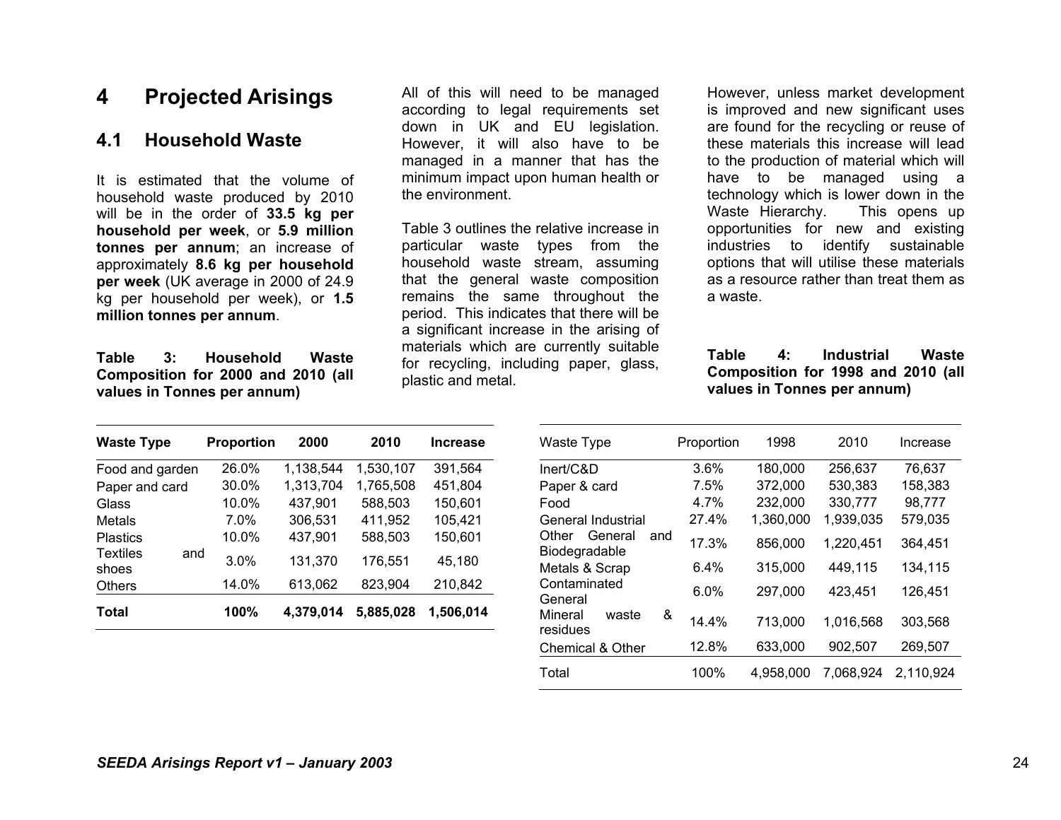# 4 Projected Arisings

## 4.1 Household Waste

It is estimated that the volume of household waste produced by 2010 will be in the order of **33.5 kg per household per week**, or **5.9 million tonnes per annum**; an increase of approximately **8.6 kg per household per week** (UK average in 2000 of 24.9 kg per household per week), or **1.5 million tonnes per annum**.

**Table 3: Household Waste Composition for 2000 and 2010 (all values in Tonnes per annum)**

| Waste Type | Proportion | 2000 | 2010 | Increase |
|---|---|---|---|---|
| Food and garden | 26.0% | 1,138,544 | 1,530,107 | 391,564 |
| Paper and card | 30.0% | 1,313,704 | 1,765,508 | 451,804 |
| Glass | 10.0% | 437,901 | 588,503 | 150,601 |
| Metals | 7.0% | 306,531 | 411,952 | 105,421 |
| Plastics | 10.0% | 437,901 | 588,503 | 150,601 |
| Textiles and shoes | 3.0% | 131,370 | 176,551 | 45,180 |
| Others | 14.0% | 613,062 | 823,904 | 210,842 |
| **Total** | **100%** | **4,379,014** | **5,885,028** | **1,506,014** |

All of this will need to be managed according to legal requirements set down in UK and EU legislation. However, it will also have to be managed in a manner that has the minimum impact upon human health or the environment.

Table 3 outlines the relative increase in particular waste types from the household waste stream, assuming that the general waste composition remains the same throughout the period. This indicates that there will be a significant increase in the arising of materials which are currently suitable for recycling, including paper, glass, plastic and metal.

However, unless market development is improved and new significant uses are found for the recycling or reuse of these materials this increase will lead to the production of material which will have to be managed using a technology which is lower down in the Waste Hierarchy. This opens up opportunities for new and existing industries to identify sustainable options that will utilise these materials as a resource rather than treat them as a waste.

**Table 4: Industrial Waste Composition for 1998 and 2010 (all values in Tonnes per annum)**

| Waste Type | Proportion | 1998 | 2010 | Increase |
|---|---|---|---|---|
| Inert/C&D | 3.6% | 180,000 | 256,637 | 76,637 |
| Paper & card | 7.5% | 372,000 | 530,383 | 158,383 |
| Food | 4.7% | 232,000 | 330,777 | 98,777 |
| General Industrial | 27.4% | 1,360,000 | 1,939,035 | 579,035 |
| Other General and Biodegradable | 17.3% | 856,000 | 1,220,451 | 364,451 |
| Metals & Scrap | 6.4% | 315,000 | 449,115 | 134,115 |
| Contaminated General | 6.0% | 297,000 | 423,451 | 126,451 |
| Mineral waste & residues | 14.4% | 713,000 | 1,016,568 | 303,568 |
| Chemical & Other | 12.8% | 633,000 | 902,507 | 269,507 |
| Total | 100% | 4,958,000 | 7,068,924 | 2,110,924 |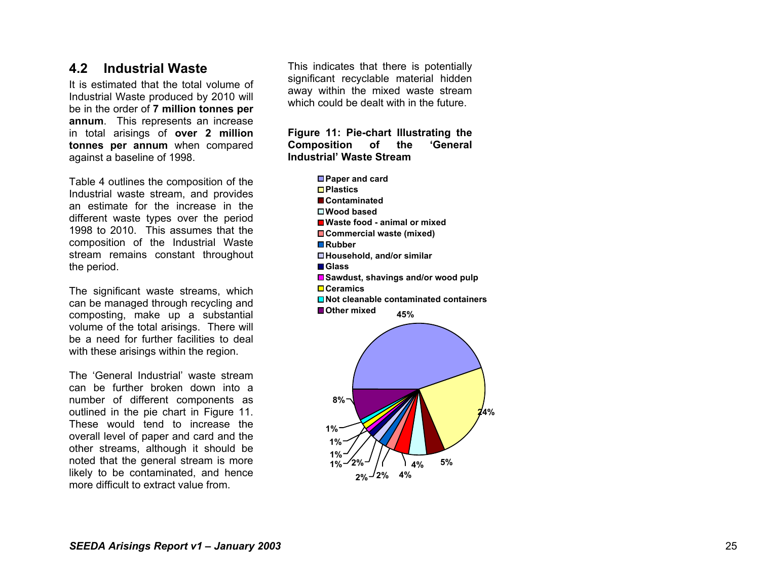## 4.2 Industrial Waste

It is estimated that the total volume of Industrial Waste produced by 2010 will be in the order of **7 million tonnes per annum**. This represents an increase in total arisings of **over 2 million tonnes per annum** when compared against a baseline of 1998.

Table 4 outlines the composition of the Industrial waste stream, and provides an estimate for the increase in the different waste types over the period 1998 to 2010. This assumes that the composition of the Industrial Waste stream remains constant throughout the period.

The significant waste streams, which can be managed through recycling and composting, make up a substantial volume of the total arisings. There will be a need for further facilities to deal with these arisings within the region.

The 'General Industrial' waste stream can be further broken down into a number of different components as outlined in the pie chart in Figure 11. These would tend to increase the overall level of paper and card and the other streams, although it should be noted that the general stream is more likely to be contaminated, and hence more difficult to extract value from.

This indicates that there is potentially significant recyclable material hidden away within the mixed waste stream which could be dealt with in the future.

**Figure 11: Pie-chart Illustrating the Composition of the 'General Industrial' Waste Stream**

| Component | % |
|---|---|
| Paper and card | 45% |
| Plastics | 24% |
| Contaminated | 5% |
| Wood based | 4% |
| Waste food - animal or mixed | 4% |
| Commercial waste (mixed) | 2% |
| Rubber | 2% |
| Household, and/or similar | 2% |
| Glass | 1% |
| Sawdust, shavings and/or wood pulp | 1% |
| Ceramics | 1% |
| Not cleanable contaminated containers | 1% |
| Other mixed | 8% |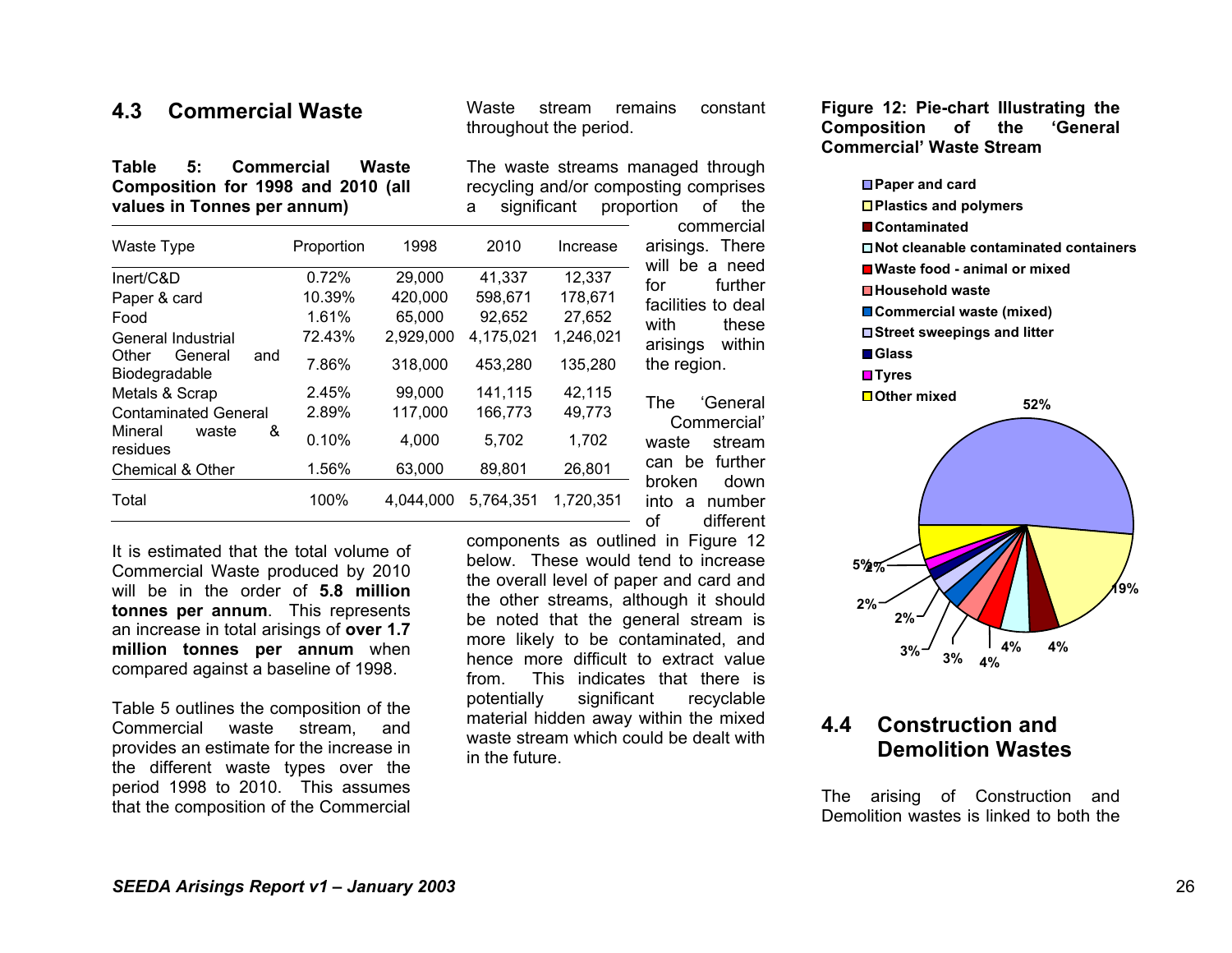## 4.3 Commercial Waste

**Table 5: Commercial Waste Composition for 1998 and 2010 (all values in Tonnes per annum)**

| Waste Type | Proportion | 1998 | 2010 | Increase |
|---|---|---|---|---|
| Inert/C&D | 0.72% | 29,000 | 41,337 | 12,337 |
| Paper & card | 10.39% | 420,000 | 598,671 | 178,671 |
| Food | 1.61% | 65,000 | 92,652 | 27,652 |
| General Industrial | 72.43% | 2,929,000 | 4,175,021 | 1,246,021 |
| Other General and Biodegradable | 7.86% | 318,000 | 453,280 | 135,280 |
| Metals & Scrap | 2.45% | 99,000 | 141,115 | 42,115 |
| Contaminated General | 2.89% | 117,000 | 166,773 | 49,773 |
| Mineral waste & residues | 0.10% | 4,000 | 5,702 | 1,702 |
| Chemical & Other | 1.56% | 63,000 | 89,801 | 26,801 |
| Total | 100% | 4,044,000 | 5,764,351 | 1,720,351 |

It is estimated that the total volume of Commercial Waste produced by 2010 will be in the order of **5.8 million tonnes per annum**. This represents an increase in total arisings of **over 1.7 million tonnes per annum** when compared against a baseline of 1998.

Table 5 outlines the composition of the Commercial waste stream, and provides an estimate for the increase in the different waste types over the period 1998 to 2010. This assumes that the composition of the Commercial Waste stream remains constant throughout the period.

The waste streams managed through recycling and/or composting comprises a significant proportion of the commercial arisings. There will be a need for further facilities to deal with these arisings within the region.

The 'General Commercial' waste stream can be further broken down into a number of different components as outlined in Figure 12 below. These would tend to increase the overall level of paper and card and the other streams, although it should be noted that the general stream is more likely to be contaminated, and hence more difficult to extract value from. This indicates that there is potentially significant recyclable material hidden away within the mixed waste stream which could be dealt with in the future.

**Figure 12: Pie-chart Illustrating the Composition of the 'General Commercial' Waste Stream**

| Component | Share |
|---|---|
| Paper and card | 52% |
| Plastics and polymers | 19% |
| Contaminated | 4% |
| Not cleanable contaminated containers | 4% |
| Waste food - animal or mixed | 4% |
| Household waste | 3% |
| Commercial waste (mixed) | 3% |
| Street sweepings and litter | 2% |
| Glass | 2% |
| Tyres | 2% |
| Other mixed | 5% |

## 4.4 Construction and Demolition Wastes

The arising of Construction and Demolition wastes is linked to both the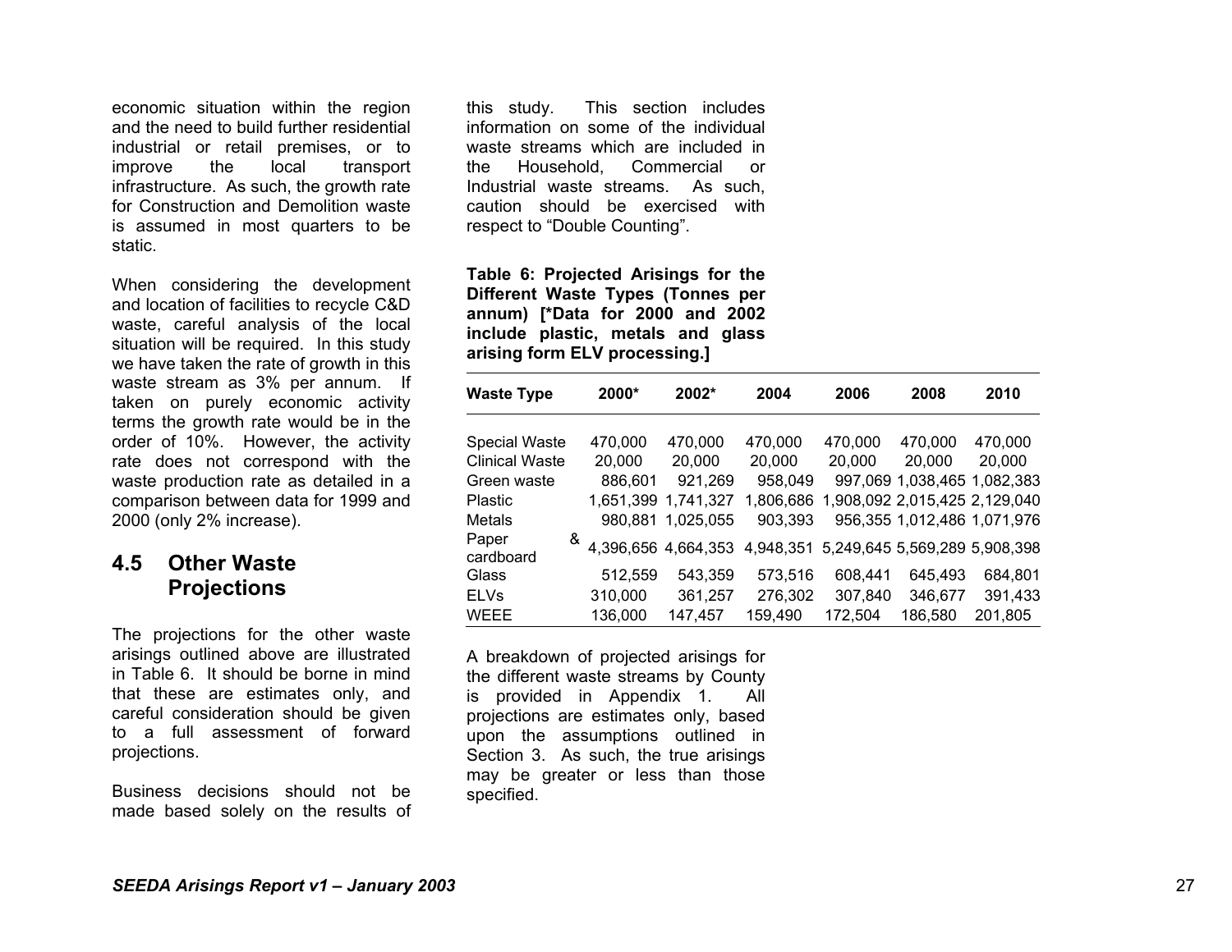economic situation within the region and the need to build further residential industrial or retail premises, or to improve the local transport infrastructure. As such, the growth rate for Construction and Demolition waste is assumed in most quarters to be static.

When considering the development and location of facilities to recycle C&D waste, careful analysis of the local situation will be required. In this study we have taken the rate of growth in this waste stream as 3% per annum. If taken on purely economic activity terms the growth rate would be in the order of 10%. However, the activity rate does not correspond with the waste production rate as detailed in a comparison between data for 1999 and 2000 (only 2% increase).

## 4.5 Other Waste Projections

The projections for the other waste arisings outlined above are illustrated in Table 6. It should be borne in mind that these are estimates only, and careful consideration should be given to a full assessment of forward projections.

Business decisions should not be made based solely on the results of this study. This section includes information on some of the individual waste streams which are included in the Household, Commercial or Industrial waste streams. As such, caution should be exercised with respect to "Double Counting".

**Table 6: Projected Arisings for the Different Waste Types (Tonnes per annum) [*Data for 2000 and 2002 include plastic, metals and glass arising form ELV processing.]**

| Waste Type | 2000* | 2002* | 2004 | 2006 | 2008 | 2010 |
|---|---|---|---|---|---|---|
| Special Waste | 470,000 | 470,000 | 470,000 | 470,000 | 470,000 | 470,000 |
| Clinical Waste | 20,000 | 20,000 | 20,000 | 20,000 | 20,000 | 20,000 |
| Green waste | 886,601 | 921,269 | 958,049 | 997,069 | 1,038,465 | 1,082,383 |
| Plastic | 1,651,399 | 1,741,327 | 1,806,686 | 1,908,092 | 2,015,425 | 2,129,040 |
| Metals | 980,881 | 1,025,055 | 903,393 | 956,355 | 1,012,486 | 1,071,976 |
| Paper & cardboard | 4,396,656 | 4,664,353 | 4,948,351 | 5,249,645 | 5,569,289 | 5,908,398 |
| Glass | 512,559 | 543,359 | 573,516 | 608,441 | 645,493 | 684,801 |
| ELVs | 310,000 | 361,257 | 276,302 | 307,840 | 346,677 | 391,433 |
| WEEE | 136,000 | 147,457 | 159,490 | 172,504 | 186,580 | 201,805 |

A breakdown of projected arisings for the different waste streams by County is provided in Appendix 1. All projections are estimates only, based upon the assumptions outlined in Section 3. As such, the true arisings may be greater or less than those specified.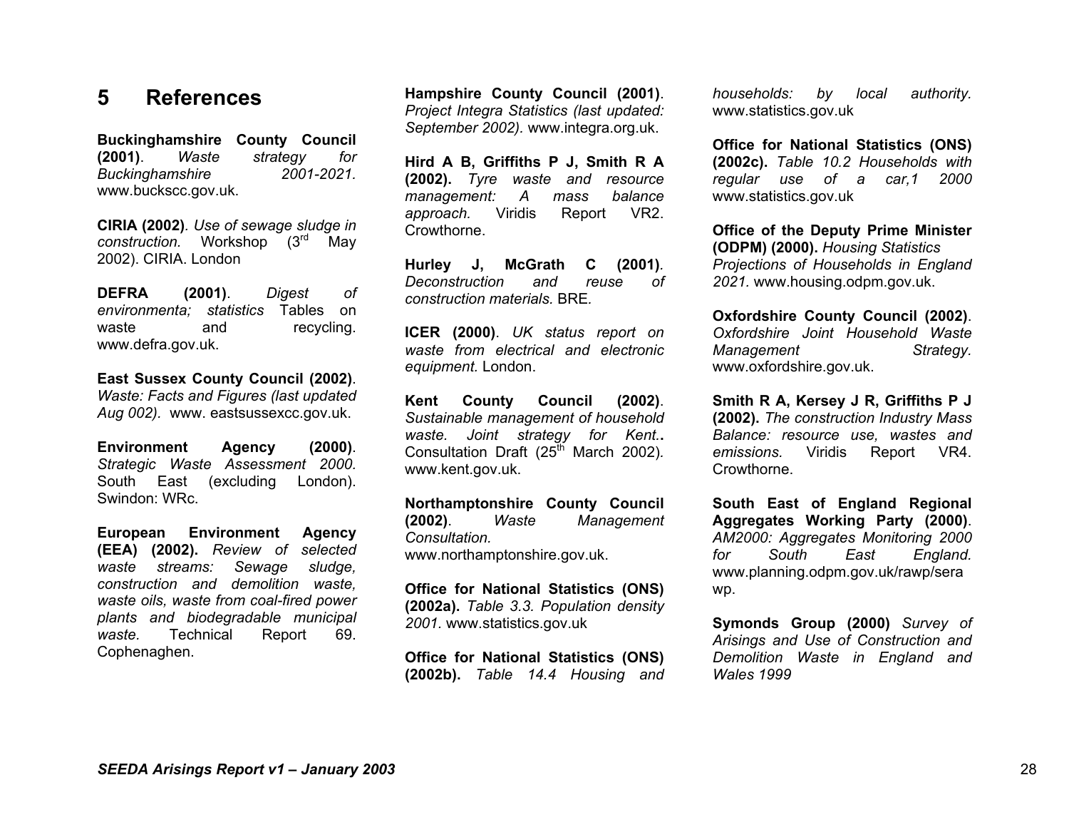# 5 References

**Buckinghamshire County Council (2001)**. *Waste strategy for Buckinghamshire 2001-2021.* www.buckscc.gov.uk.

**CIRIA (2002)**. *Use of sewage sludge in construction.* Workshop (3rd May 2002). CIRIA. London

**DEFRA (2001)**. *Digest of environmenta; statistics* Tables on waste and recycling. www.defra.gov.uk.

**East Sussex County Council (2002)**. *Waste: Facts and Figures (last updated Aug 002).* www. eastsussexcc.gov.uk.

**Environment Agency (2000)**. *Strategic Waste Assessment 2000.* South East (excluding London). Swindon: WRc.

**European Environment Agency (EEA) (2002).** *Review of selected waste streams: Sewage sludge, construction and demolition waste, waste oils, waste from coal-fired power plants and biodegradable municipal waste.* Technical Report 69. Cophenaghen.

**Hampshire County Council (2001)**. *Project Integra Statistics (last updated: September 2002).* www.integra.org.uk.

**Hird A B, Griffiths P J, Smith R A (2002).** *Tyre waste and resource management: A mass balance approach.* Viridis Report VR2. Crowthorne.

**Hurley J, McGrath C (2001)**. *Deconstruction and reuse of construction materials.* BRE.

**ICER (2000)**. *UK status report on waste from electrical and electronic equipment.* London.

**Kent County Council (2002)**. *Sustainable management of household waste. Joint strategy for Kent.*. Consultation Draft (25th March 2002). www.kent.gov.uk.

**Northamptonshire County Council (2002)**. *Waste Management Consultation.* www.northamptonshire.gov.uk.

**Office for National Statistics (ONS) (2002a).** *Table 3.3. Population density 2001.* www.statistics.gov.uk

**Office for National Statistics (ONS) (2002b).** *Table 14.4 Housing and households: by local authority.* www.statistics.gov.uk

**Office for National Statistics (ONS) (2002c).** *Table 10.2 Households with regular use of a car,1 2000* www.statistics.gov.uk

**Office of the Deputy Prime Minister (ODPM) (2000).** *Housing Statistics Projections of Households in England 2021.* www.housing.odpm.gov.uk.

**Oxfordshire County Council (2002)**. *Oxfordshire Joint Household Waste Management Strategy.* www.oxfordshire.gov.uk.

**Smith R A, Kersey J R, Griffiths P J (2002).** *The construction Industry Mass Balance: resource use, wastes and emissions.* Viridis Report VR4. Crowthorne.

**South East of England Regional Aggregates Working Party (2000)**. *AM2000: Aggregates Monitoring 2000 for South East England.* www.planning.odpm.gov.uk/rawp/serawp.

**Symonds Group (2000)** *Survey of Arisings and Use of Construction and Demolition Waste in England and Wales 1999*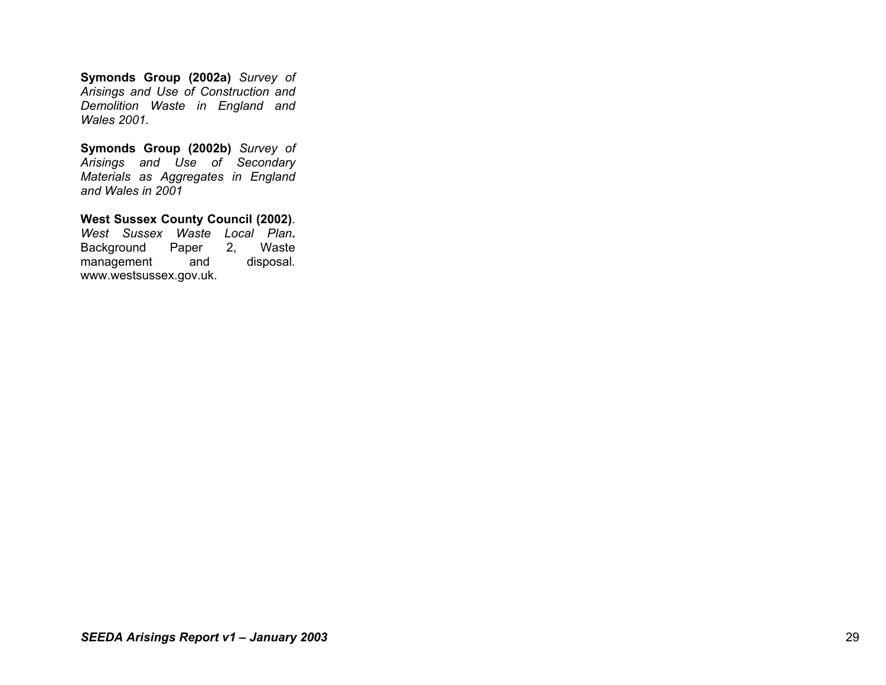**Symonds Group (2002a)** *Survey of Arisings and Use of Construction and Demolition Waste in England and Wales 2001.*

**Symonds Group (2002b)** *Survey of Arisings and Use of Secondary Materials as Aggregates in England and Wales in 2001*

**West Sussex County Council (2002)**. *West Sussex Waste Local Plan***.** Background Paper 2, Waste management and disposal. www.westsussex.gov.uk.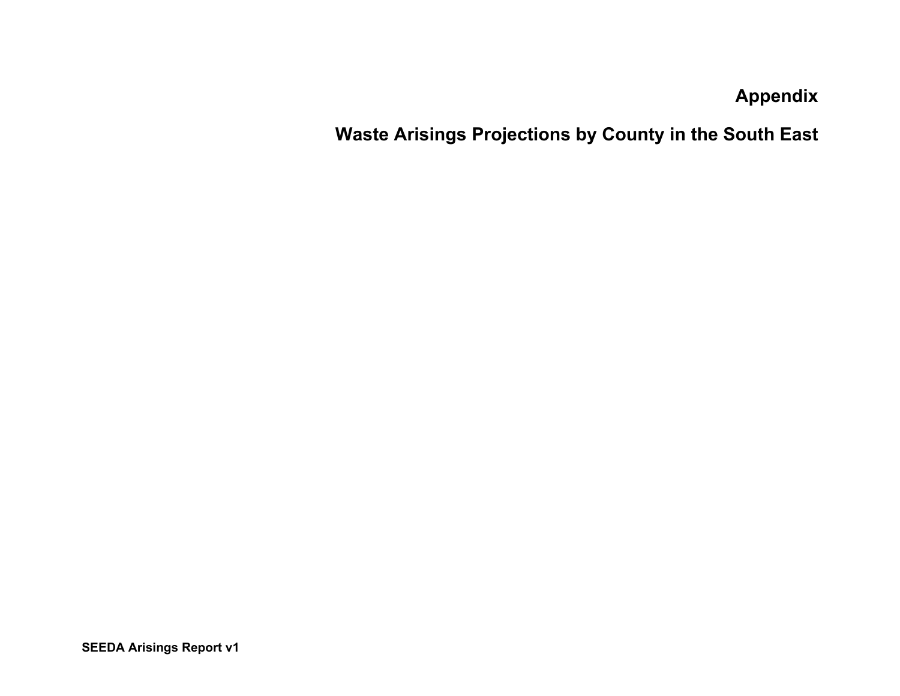# Appendix

# Waste Arisings Projections by County in the South East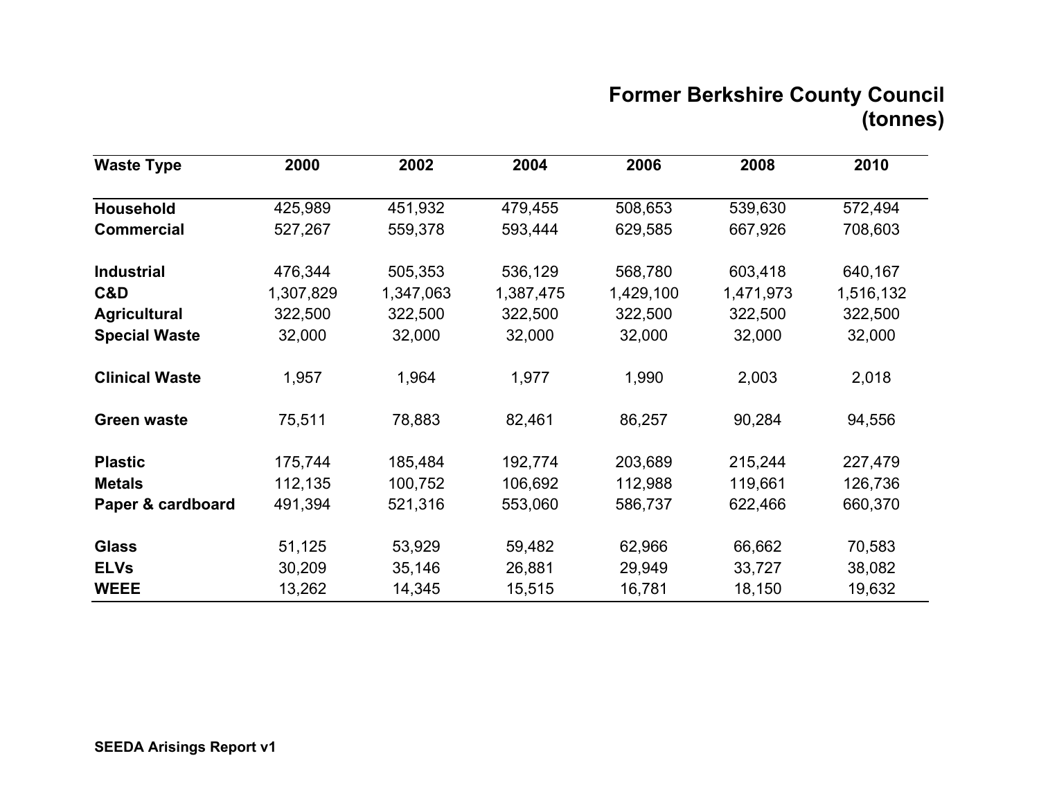## Former Berkshire County Council (tonnes)

| Waste Type | 2000 | 2002 | 2004 | 2006 | 2008 | 2010 |
|---|---|---|---|---|---|---|
| **Household** | 425,989 | 451,932 | 479,455 | 508,653 | 539,630 | 572,494 |
| **Commercial** | 527,267 | 559,378 | 593,444 | 629,585 | 667,926 | 708,603 |
| **Industrial** | 476,344 | 505,353 | 536,129 | 568,780 | 603,418 | 640,167 |
| **C&D** | 1,307,829 | 1,347,063 | 1,387,475 | 1,429,100 | 1,471,973 | 1,516,132 |
| **Agricultural** | 322,500 | 322,500 | 322,500 | 322,500 | 322,500 | 322,500 |
| **Special Waste** | 32,000 | 32,000 | 32,000 | 32,000 | 32,000 | 32,000 |
| **Clinical Waste** | 1,957 | 1,964 | 1,977 | 1,990 | 2,003 | 2,018 |
| **Green waste** | 75,511 | 78,883 | 82,461 | 86,257 | 90,284 | 94,556 |
| **Plastic** | 175,744 | 185,484 | 192,774 | 203,689 | 215,244 | 227,479 |
| **Metals** | 112,135 | 100,752 | 106,692 | 112,988 | 119,661 | 126,736 |
| **Paper & cardboard** | 491,394 | 521,316 | 553,060 | 586,737 | 622,466 | 660,370 |
| **Glass** | 51,125 | 53,929 | 59,482 | 62,966 | 66,662 | 70,583 |
| **ELVs** | 30,209 | 35,146 | 26,881 | 29,949 | 33,727 | 38,082 |
| **WEEE** | 13,262 | 14,345 | 15,515 | 16,781 | 18,150 | 19,632 |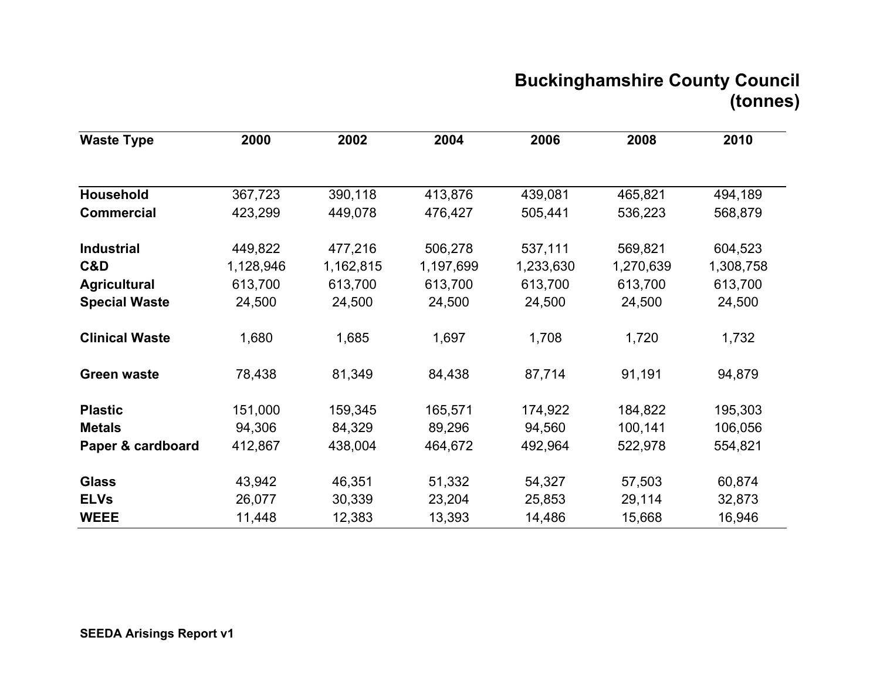# Buckinghamshire County Council
# (tonnes)

| Waste Type | 2000 | 2002 | 2004 | 2006 | 2008 | 2010 |
|---|---|---|---|---|---|---|
| **Household** | 367,723 | 390,118 | 413,876 | 439,081 | 465,821 | 494,189 |
| **Commercial** | 423,299 | 449,078 | 476,427 | 505,441 | 536,223 | 568,879 |
| **Industrial** | 449,822 | 477,216 | 506,278 | 537,111 | 569,821 | 604,523 |
| **C&D** | 1,128,946 | 1,162,815 | 1,197,699 | 1,233,630 | 1,270,639 | 1,308,758 |
| **Agricultural** | 613,700 | 613,700 | 613,700 | 613,700 | 613,700 | 613,700 |
| **Special Waste** | 24,500 | 24,500 | 24,500 | 24,500 | 24,500 | 24,500 |
| **Clinical Waste** | 1,680 | 1,685 | 1,697 | 1,708 | 1,720 | 1,732 |
| **Green waste** | 78,438 | 81,349 | 84,438 | 87,714 | 91,191 | 94,879 |
| **Plastic** | 151,000 | 159,345 | 165,571 | 174,922 | 184,822 | 195,303 |
| **Metals** | 94,306 | 84,329 | 89,296 | 94,560 | 100,141 | 106,056 |
| **Paper & cardboard** | 412,867 | 438,004 | 464,672 | 492,964 | 522,978 | 554,821 |
| **Glass** | 43,942 | 46,351 | 51,332 | 54,327 | 57,503 | 60,874 |
| **ELVs** | 26,077 | 30,339 | 23,204 | 25,853 | 29,114 | 32,873 |
| **WEEE** | 11,448 | 12,383 | 13,393 | 14,486 | 15,668 | 16,946 |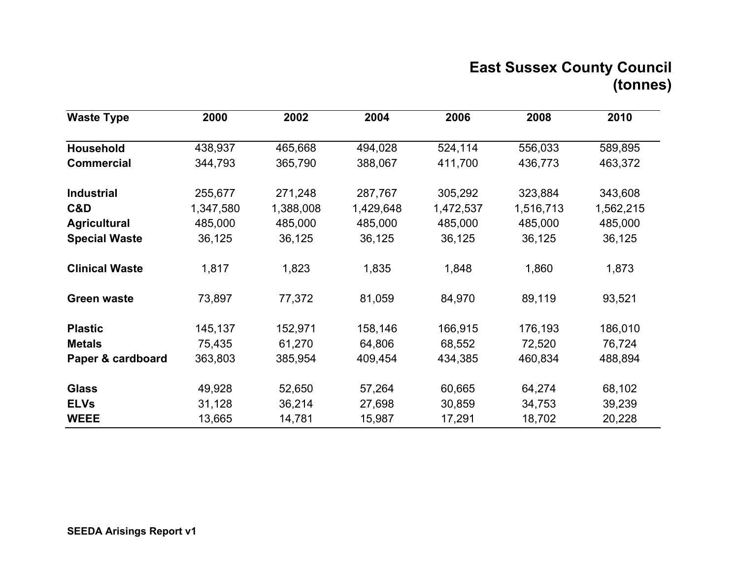# East Sussex County Council (tonnes)

| Waste Type | 2000 | 2002 | 2004 | 2006 | 2008 | 2010 |
|---|---|---|---|---|---|---|
| **Household** | 438,937 | 465,668 | 494,028 | 524,114 | 556,033 | 589,895 |
| **Commercial** | 344,793 | 365,790 | 388,067 | 411,700 | 436,773 | 463,372 |
| **Industrial** | 255,677 | 271,248 | 287,767 | 305,292 | 323,884 | 343,608 |
| **C&D** | 1,347,580 | 1,388,008 | 1,429,648 | 1,472,537 | 1,516,713 | 1,562,215 |
| **Agricultural** | 485,000 | 485,000 | 485,000 | 485,000 | 485,000 | 485,000 |
| **Special Waste** | 36,125 | 36,125 | 36,125 | 36,125 | 36,125 | 36,125 |
| **Clinical Waste** | 1,817 | 1,823 | 1,835 | 1,848 | 1,860 | 1,873 |
| **Green waste** | 73,897 | 77,372 | 81,059 | 84,970 | 89,119 | 93,521 |
| **Plastic** | 145,137 | 152,971 | 158,146 | 166,915 | 176,193 | 186,010 |
| **Metals** | 75,435 | 61,270 | 64,806 | 68,552 | 72,520 | 76,724 |
| **Paper & cardboard** | 363,803 | 385,954 | 409,454 | 434,385 | 460,834 | 488,894 |
| **Glass** | 49,928 | 52,650 | 57,264 | 60,665 | 64,274 | 68,102 |
| **ELVs** | 31,128 | 36,214 | 27,698 | 30,859 | 34,753 | 39,239 |
| **WEEE** | 13,665 | 14,781 | 15,987 | 17,291 | 18,702 | 20,228 |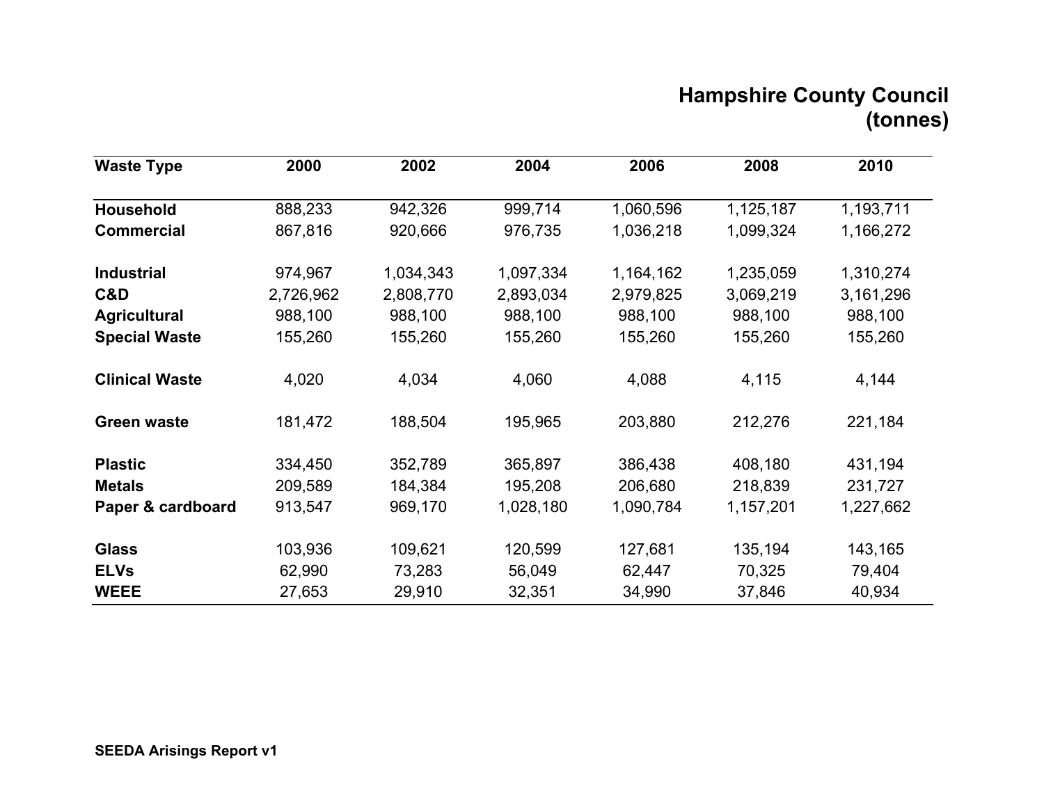## Hampshire County Council (tonnes)

| Waste Type | 2000 | 2002 | 2004 | 2006 | 2008 | 2010 |
|---|---|---|---|---|---|---|
| **Household** | 888,233 | 942,326 | 999,714 | 1,060,596 | 1,125,187 | 1,193,711 |
| **Commercial** | 867,816 | 920,666 | 976,735 | 1,036,218 | 1,099,324 | 1,166,272 |
| **Industrial** | 974,967 | 1,034,343 | 1,097,334 | 1,164,162 | 1,235,059 | 1,310,274 |
| **C&D** | 2,726,962 | 2,808,770 | 2,893,034 | 2,979,825 | 3,069,219 | 3,161,296 |
| **Agricultural** | 988,100 | 988,100 | 988,100 | 988,100 | 988,100 | 988,100 |
| **Special Waste** | 155,260 | 155,260 | 155,260 | 155,260 | 155,260 | 155,260 |
| **Clinical Waste** | 4,020 | 4,034 | 4,060 | 4,088 | 4,115 | 4,144 |
| **Green waste** | 181,472 | 188,504 | 195,965 | 203,880 | 212,276 | 221,184 |
| **Plastic** | 334,450 | 352,789 | 365,897 | 386,438 | 408,180 | 431,194 |
| **Metals** | 209,589 | 184,384 | 195,208 | 206,680 | 218,839 | 231,727 |
| **Paper & cardboard** | 913,547 | 969,170 | 1,028,180 | 1,090,784 | 1,157,201 | 1,227,662 |
| **Glass** | 103,936 | 109,621 | 120,599 | 127,681 | 135,194 | 143,165 |
| **ELVs** | 62,990 | 73,283 | 56,049 | 62,447 | 70,325 | 79,404 |
| **WEEE** | 27,653 | 29,910 | 32,351 | 34,990 | 37,846 | 40,934 |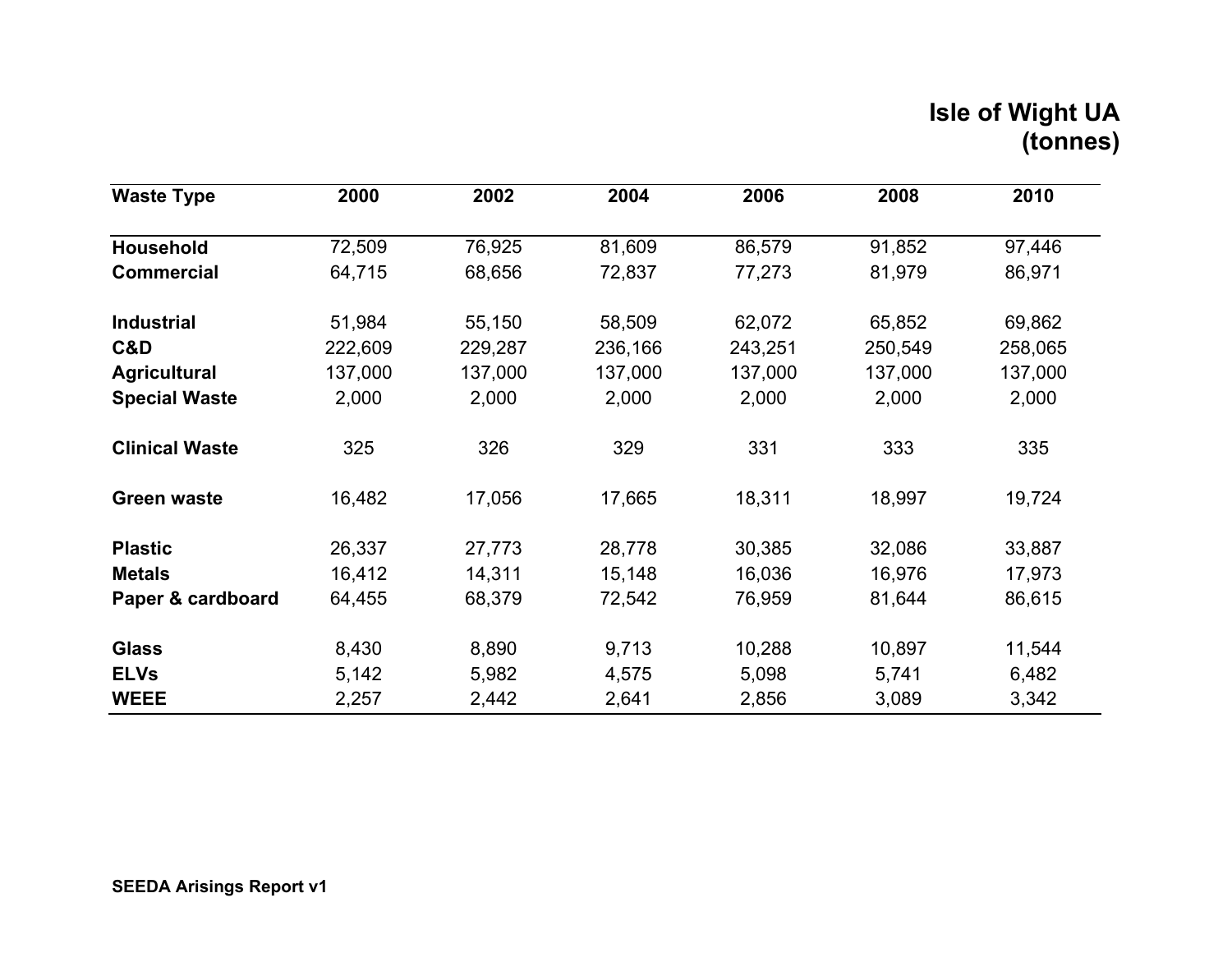# Isle of Wight UA (tonnes)

| Waste Type | 2000 | 2002 | 2004 | 2006 | 2008 | 2010 |
|---|---|---|---|---|---|---|
| **Household** | 72,509 | 76,925 | 81,609 | 86,579 | 91,852 | 97,446 |
| **Commercial** | 64,715 | 68,656 | 72,837 | 77,273 | 81,979 | 86,971 |
| **Industrial** | 51,984 | 55,150 | 58,509 | 62,072 | 65,852 | 69,862 |
| **C&D** | 222,609 | 229,287 | 236,166 | 243,251 | 250,549 | 258,065 |
| **Agricultural** | 137,000 | 137,000 | 137,000 | 137,000 | 137,000 | 137,000 |
| **Special Waste** | 2,000 | 2,000 | 2,000 | 2,000 | 2,000 | 2,000 |
| **Clinical Waste** | 325 | 326 | 329 | 331 | 333 | 335 |
| **Green waste** | 16,482 | 17,056 | 17,665 | 18,311 | 18,997 | 19,724 |
| **Plastic** | 26,337 | 27,773 | 28,778 | 30,385 | 32,086 | 33,887 |
| **Metals** | 16,412 | 14,311 | 15,148 | 16,036 | 16,976 | 17,973 |
| **Paper & cardboard** | 64,455 | 68,379 | 72,542 | 76,959 | 81,644 | 86,615 |
| **Glass** | 8,430 | 8,890 | 9,713 | 10,288 | 10,897 | 11,544 |
| **ELVs** | 5,142 | 5,982 | 4,575 | 5,098 | 5,741 | 6,482 |
| **WEEE** | 2,257 | 2,442 | 2,641 | 2,856 | 3,089 | 3,342 |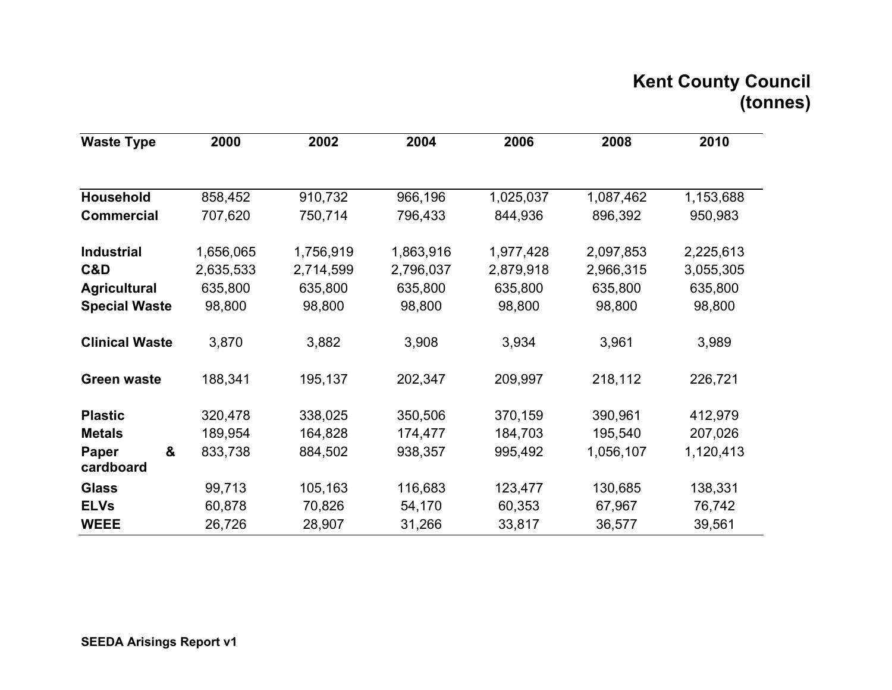## Kent County Council (tonnes)

| Waste Type | 2000 | 2002 | 2004 | 2006 | 2008 | 2010 |
|---|---|---|---|---|---|---|
| **Household** | 858,452 | 910,732 | 966,196 | 1,025,037 | 1,087,462 | 1,153,688 |
| **Commercial** | 707,620 | 750,714 | 796,433 | 844,936 | 896,392 | 950,983 |
| **Industrial** | 1,656,065 | 1,756,919 | 1,863,916 | 1,977,428 | 2,097,853 | 2,225,613 |
| **C&D** | 2,635,533 | 2,714,599 | 2,796,037 | 2,879,918 | 2,966,315 | 3,055,305 |
| **Agricultural** | 635,800 | 635,800 | 635,800 | 635,800 | 635,800 | 635,800 |
| **Special Waste** | 98,800 | 98,800 | 98,800 | 98,800 | 98,800 | 98,800 |
| **Clinical Waste** | 3,870 | 3,882 | 3,908 | 3,934 | 3,961 | 3,989 |
| **Green waste** | 188,341 | 195,137 | 202,347 | 209,997 | 218,112 | 226,721 |
| **Plastic** | 320,478 | 338,025 | 350,506 | 370,159 | 390,961 | 412,979 |
| **Metals** | 189,954 | 164,828 | 174,477 | 184,703 | 195,540 | 207,026 |
| **Paper & cardboard** | 833,738 | 884,502 | 938,357 | 995,492 | 1,056,107 | 1,120,413 |
| **Glass** | 99,713 | 105,163 | 116,683 | 123,477 | 130,685 | 138,331 |
| **ELVs** | 60,878 | 70,826 | 54,170 | 60,353 | 67,967 | 76,742 |
| **WEEE** | 26,726 | 28,907 | 31,266 | 33,817 | 36,577 | 39,561 |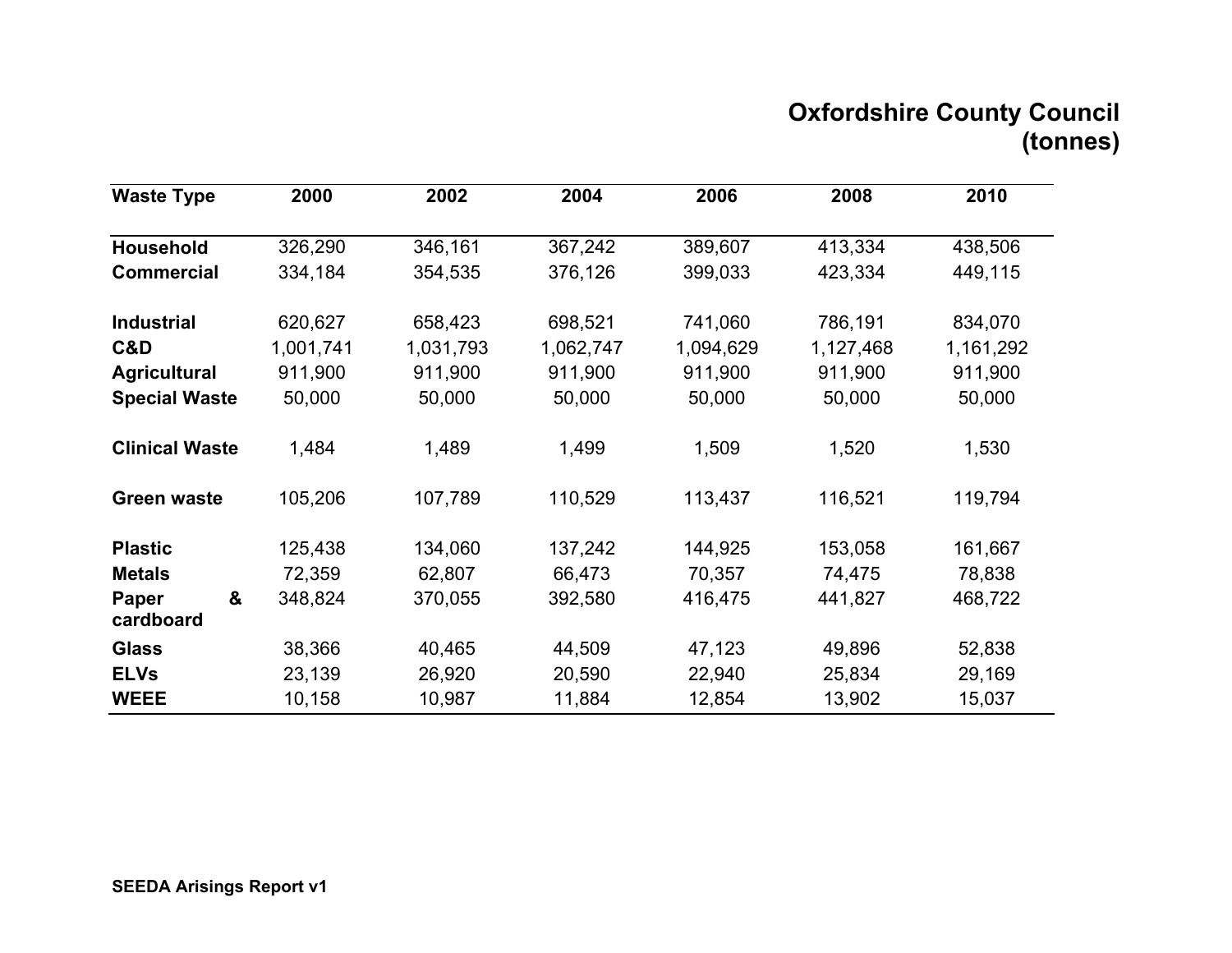# Oxfordshire County Council (tonnes)

| Waste Type | 2000 | 2002 | 2004 | 2006 | 2008 | 2010 |
|---|---|---|---|---|---|---|
| **Household** | 326,290 | 346,161 | 367,242 | 389,607 | 413,334 | 438,506 |
| **Commercial** | 334,184 | 354,535 | 376,126 | 399,033 | 423,334 | 449,115 |
| **Industrial** | 620,627 | 658,423 | 698,521 | 741,060 | 786,191 | 834,070 |
| **C&D** | 1,001,741 | 1,031,793 | 1,062,747 | 1,094,629 | 1,127,468 | 1,161,292 |
| **Agricultural** | 911,900 | 911,900 | 911,900 | 911,900 | 911,900 | 911,900 |
| **Special Waste** | 50,000 | 50,000 | 50,000 | 50,000 | 50,000 | 50,000 |
| **Clinical Waste** | 1,484 | 1,489 | 1,499 | 1,509 | 1,520 | 1,530 |
| **Green waste** | 105,206 | 107,789 | 110,529 | 113,437 | 116,521 | 119,794 |
| **Plastic** | 125,438 | 134,060 | 137,242 | 144,925 | 153,058 | 161,667 |
| **Metals** | 72,359 | 62,807 | 66,473 | 70,357 | 74,475 | 78,838 |
| **Paper & cardboard** | 348,824 | 370,055 | 392,580 | 416,475 | 441,827 | 468,722 |
| **Glass** | 38,366 | 40,465 | 44,509 | 47,123 | 49,896 | 52,838 |
| **ELVs** | 23,139 | 26,920 | 20,590 | 22,940 | 25,834 | 29,169 |
| **WEEE** | 10,158 | 10,987 | 11,884 | 12,854 | 13,902 | 15,037 |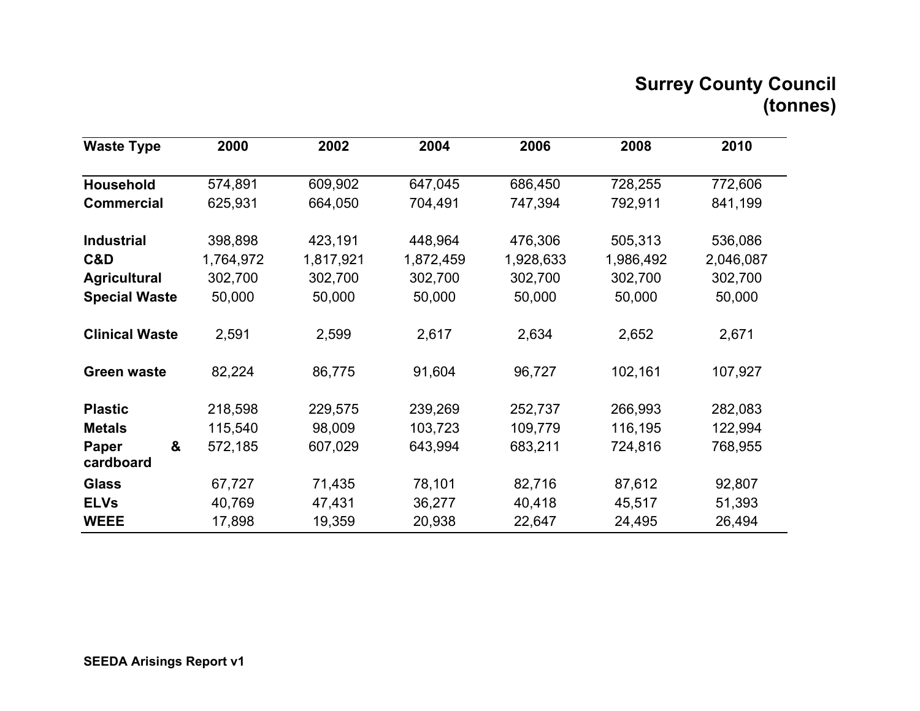# Surrey County Council
# (tonnes)

| Waste Type | 2000 | 2002 | 2004 | 2006 | 2008 | 2010 |
|---|---|---|---|---|---|---|
| **Household** | 574,891 | 609,902 | 647,045 | 686,450 | 728,255 | 772,606 |
| **Commercial** | 625,931 | 664,050 | 704,491 | 747,394 | 792,911 | 841,199 |
| **Industrial** | 398,898 | 423,191 | 448,964 | 476,306 | 505,313 | 536,086 |
| **C&D** | 1,764,972 | 1,817,921 | 1,872,459 | 1,928,633 | 1,986,492 | 2,046,087 |
| **Agricultural** | 302,700 | 302,700 | 302,700 | 302,700 | 302,700 | 302,700 |
| **Special Waste** | 50,000 | 50,000 | 50,000 | 50,000 | 50,000 | 50,000 |
| **Clinical Waste** | 2,591 | 2,599 | 2,617 | 2,634 | 2,652 | 2,671 |
| **Green waste** | 82,224 | 86,775 | 91,604 | 96,727 | 102,161 | 107,927 |
| **Plastic** | 218,598 | 229,575 | 239,269 | 252,737 | 266,993 | 282,083 |
| **Metals** | 115,540 | 98,009 | 103,723 | 109,779 | 116,195 | 122,994 |
| **Paper & cardboard** | 572,185 | 607,029 | 643,994 | 683,211 | 724,816 | 768,955 |
| **Glass** | 67,727 | 71,435 | 78,101 | 82,716 | 87,612 | 92,807 |
| **ELVs** | 40,769 | 47,431 | 36,277 | 40,418 | 45,517 | 51,393 |
| **WEEE** | 17,898 | 19,359 | 20,938 | 22,647 | 24,495 | 26,494 |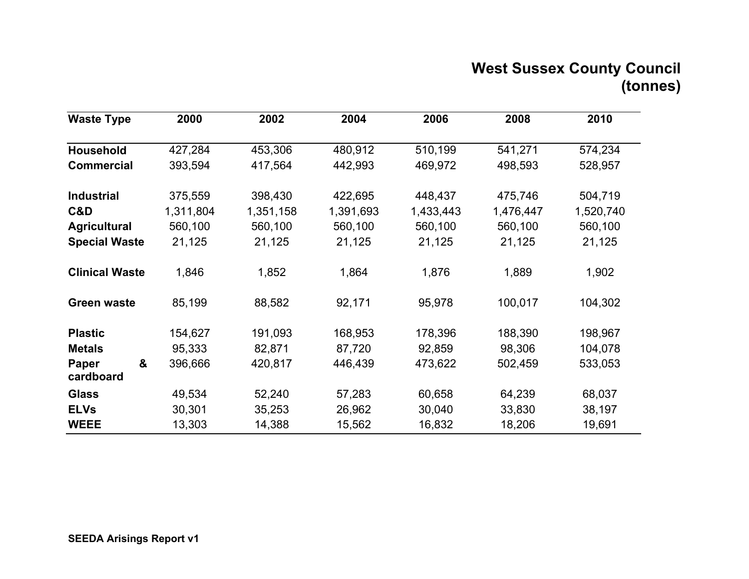## West Sussex County Council (tonnes)

| Waste Type | 2000 | 2002 | 2004 | 2006 | 2008 | 2010 |
|---|---|---|---|---|---|---|
| **Household** | 427,284 | 453,306 | 480,912 | 510,199 | 541,271 | 574,234 |
| **Commercial** | 393,594 | 417,564 | 442,993 | 469,972 | 498,593 | 528,957 |
| **Industrial** | 375,559 | 398,430 | 422,695 | 448,437 | 475,746 | 504,719 |
| **C&D** | 1,311,804 | 1,351,158 | 1,391,693 | 1,433,443 | 1,476,447 | 1,520,740 |
| **Agricultural** | 560,100 | 560,100 | 560,100 | 560,100 | 560,100 | 560,100 |
| **Special Waste** | 21,125 | 21,125 | 21,125 | 21,125 | 21,125 | 21,125 |
| **Clinical Waste** | 1,846 | 1,852 | 1,864 | 1,876 | 1,889 | 1,902 |
| **Green waste** | 85,199 | 88,582 | 92,171 | 95,978 | 100,017 | 104,302 |
| **Plastic** | 154,627 | 191,093 | 168,953 | 178,396 | 188,390 | 198,967 |
| **Metals** | 95,333 | 82,871 | 87,720 | 92,859 | 98,306 | 104,078 |
| **Paper & cardboard** | 396,666 | 420,817 | 446,439 | 473,622 | 502,459 | 533,053 |
| **Glass** | 49,534 | 52,240 | 57,283 | 60,658 | 64,239 | 68,037 |
| **ELVs** | 30,301 | 35,253 | 26,962 | 30,040 | 33,830 | 38,197 |
| **WEEE** | 13,303 | 14,388 | 15,562 | 16,832 | 18,206 | 19,691 |